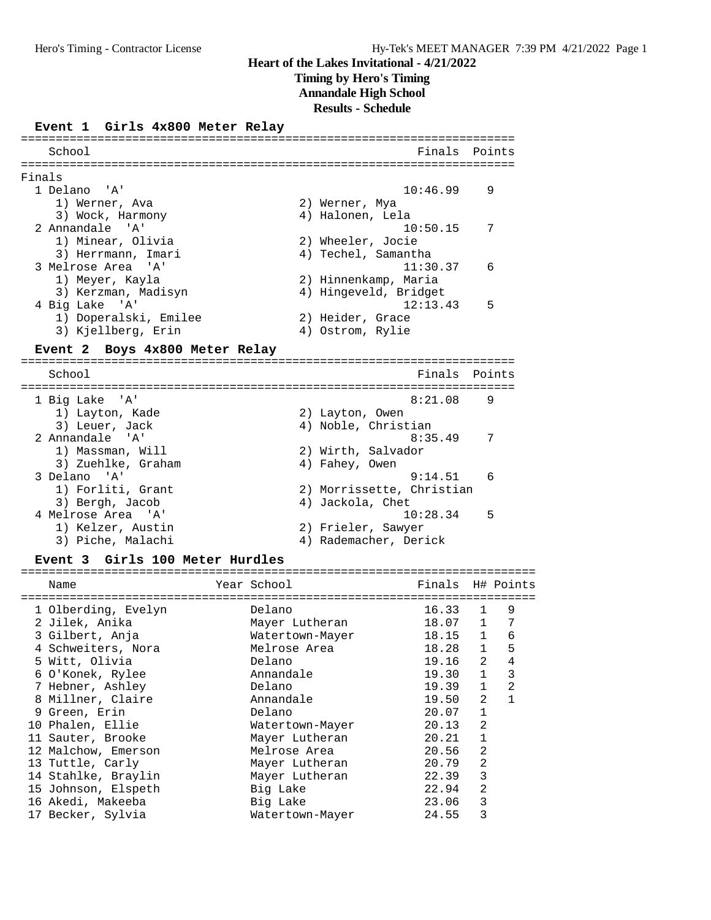# Heart of the Lakes Invitational - 4/21/2022

**Timing by Hero's Timing**

**Annandale High School**

**Results - Schedule**

## Event 1 Girls 4x800 Meter Relay

Finals

| Place | School | Finals | Points |
|---|---|---|---|
| 1 | Delano 'A' | 10:46.99 | 9 |
| | 1) Werner, Ava; 2) Werner, Mya; 3) Wock, Harmony; 4) Halonen, Lela | | |
| 2 | Annandale 'A' | 10:50.15 | 7 |
| | 1) Minear, Olivia; 2) Wheeler, Jocie; 3) Herrmann, Imari; 4) Techel, Samantha | | |
| 3 | Melrose Area 'A' | 11:30.37 | 6 |
| | 1) Meyer, Kayla; 2) Hinnenkamp, Maria; 3) Kerzman, Madisyn; 4) Hingeveld, Bridget | | |
| 4 | Big Lake 'A' | 12:13.43 | 5 |
| | 1) Doperalski, Emilee; 2) Heider, Grace; 3) Kjellberg, Erin; 4) Ostrom, Rylie | | |

## Event 2 Boys 4x800 Meter Relay

| Place | School | Finals | Points |
|---|---|---|---|
| 1 | Big Lake 'A' | 8:21.08 | 9 |
| | 1) Layton, Kade; 2) Layton, Owen; 3) Leuer, Jack; 4) Noble, Christian | | |
| 2 | Annandale 'A' | 8:35.49 | 7 |
| | 1) Massman, Will; 2) Wirth, Salvador; 3) Zuehlke, Graham; 4) Fahey, Owen | | |
| 3 | Delano 'A' | 9:14.51 | 6 |
| | 1) Forliti, Grant; 2) Morrissette, Christian; 3) Bergh, Jacob; 4) Jackola, Chet | | |
| 4 | Melrose Area 'A' | 10:28.34 | 5 |
| | 1) Kelzer, Austin; 2) Frieler, Sawyer; 3) Piche, Malachi; 4) Rademacher, Derick | | |

## Event 3 Girls 100 Meter Hurdles

| Place | Name | Year | School | Finals | H# | Points |
|---|---|---|---|---|---|---|
| 1 | Olberding, Evelyn | | Delano | 16.33 | 1 | 9 |
| 2 | Jilek, Anika | | Mayer Lutheran | 18.07 | 1 | 7 |
| 3 | Gilbert, Anja | | Watertown-Mayer | 18.15 | 1 | 6 |
| 4 | Schweiters, Nora | | Melrose Area | 18.28 | 1 | 5 |
| 5 | Witt, Olivia | | Delano | 19.16 | 2 | 4 |
| 6 | O'Konek, Rylee | | Annandale | 19.30 | 1 | 3 |
| 7 | Hebner, Ashley | | Delano | 19.39 | 1 | 2 |
| 8 | Millner, Claire | | Annandale | 19.50 | 2 | 1 |
| 9 | Green, Erin | | Delano | 20.07 | 1 | |
| 10 | Phalen, Ellie | | Watertown-Mayer | 20.13 | 2 | |
| 11 | Sauter, Brooke | | Mayer Lutheran | 20.21 | 1 | |
| 12 | Malchow, Emerson | | Melrose Area | 20.56 | 2 | |
| 13 | Tuttle, Carly | | Mayer Lutheran | 20.79 | 2 | |
| 14 | Stahlke, Braylin | | Mayer Lutheran | 22.39 | 3 | |
| 15 | Johnson, Elspeth | | Big Lake | 22.94 | 2 | |
| 16 | Akedi, Makeeba | | Big Lake | 23.06 | 3 | |
| 17 | Becker, Sylvia | | Watertown-Mayer | 24.55 | 3 | |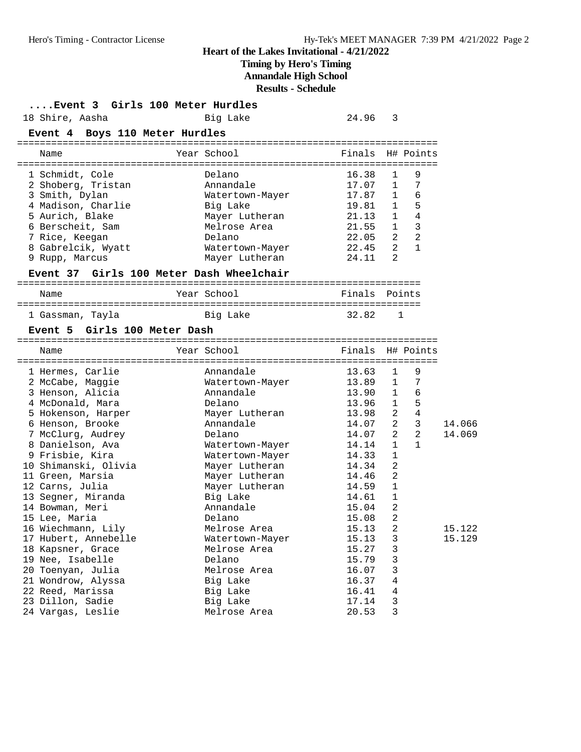**Heart of the Lakes Invitational - 4/21/2022**
**Timing by Hero's Timing**
**Annandale High School**
**Results - Schedule**

### ....Event 3 Girls 100 Meter Hurdles

| Place | Name | Year | School | Finals | H# | Points |
|---|---|---|---|---|---|---|
| 18 | Shire, Aasha | | Big Lake | 24.96 | 3 | |

### Event 4 Boys 110 Meter Hurdles

| Place | Name | Year | School | Finals | H# | Points |
|---|---|---|---|---|---|---|
| 1 | Schmidt, Cole | | Delano | 16.38 | 1 | 9 |
| 2 | Shoberg, Tristan | | Annandale | 17.07 | 1 | 7 |
| 3 | Smith, Dylan | | Watertown-Mayer | 17.87 | 1 | 6 |
| 4 | Madison, Charlie | | Big Lake | 19.81 | 1 | 5 |
| 5 | Aurich, Blake | | Mayer Lutheran | 21.13 | 1 | 4 |
| 6 | Berscheit, Sam | | Melrose Area | 21.55 | 1 | 3 |
| 7 | Rice, Keegan | | Delano | 22.05 | 2 | 2 |
| 8 | Gabrelcik, Wyatt | | Watertown-Mayer | 22.45 | 2 | 1 |
| 9 | Rupp, Marcus | | Mayer Lutheran | 24.11 | 2 | |

### Event 37 Girls 100 Meter Dash Wheelchair

| Place | Name | Year | School | Finals | Points |
|---|---|---|---|---|---|
| 1 | Gassman, Tayla | | Big Lake | 32.82 | 1 |

### Event 5 Girls 100 Meter Dash

| Place | Name | Year | School | Finals | H# | Points | |
|---|---|---|---|---|---|---|---|
| 1 | Hermes, Carlie | | Annandale | 13.63 | 1 | 9 | |
| 2 | McCabe, Maggie | | Watertown-Mayer | 13.89 | 1 | 7 | |
| 3 | Henson, Alicia | | Annandale | 13.90 | 1 | 6 | |
| 4 | McDonald, Mara | | Delano | 13.96 | 1 | 5 | |
| 5 | Hokenson, Harper | | Mayer Lutheran | 13.98 | 2 | 4 | |
| 6 | Henson, Brooke | | Annandale | 14.07 | 2 | 3 | 14.066 |
| 7 | McClurg, Audrey | | Delano | 14.07 | 2 | 2 | 14.069 |
| 8 | Danielson, Ava | | Watertown-Mayer | 14.14 | 1 | 1 | |
| 9 | Frisbie, Kira | | Watertown-Mayer | 14.33 | 1 | | |
| 10 | Shimanski, Olivia | | Mayer Lutheran | 14.34 | 2 | | |
| 11 | Green, Marsia | | Mayer Lutheran | 14.46 | 2 | | |
| 12 | Carns, Julia | | Mayer Lutheran | 14.59 | 1 | | |
| 13 | Segner, Miranda | | Big Lake | 14.61 | 1 | | |
| 14 | Bowman, Meri | | Annandale | 15.04 | 2 | | |
| 15 | Lee, Maria | | Delano | 15.08 | 2 | | |
| 16 | Wiechmann, Lily | | Melrose Area | 15.13 | 2 | | 15.122 |
| 17 | Hubert, Annebelle | | Watertown-Mayer | 15.13 | 3 | | 15.129 |
| 18 | Kapsner, Grace | | Melrose Area | 15.27 | 3 | | |
| 19 | Nee, Isabelle | | Delano | 15.79 | 3 | | |
| 20 | Toenyan, Julia | | Melrose Area | 16.07 | 3 | | |
| 21 | Wondrow, Alyssa | | Big Lake | 16.37 | 4 | | |
| 22 | Reed, Marissa | | Big Lake | 16.41 | 4 | | |
| 23 | Dillon, Sadie | | Big Lake | 17.14 | 3 | | |
| 24 | Vargas, Leslie | | Melrose Area | 20.53 | 3 | | |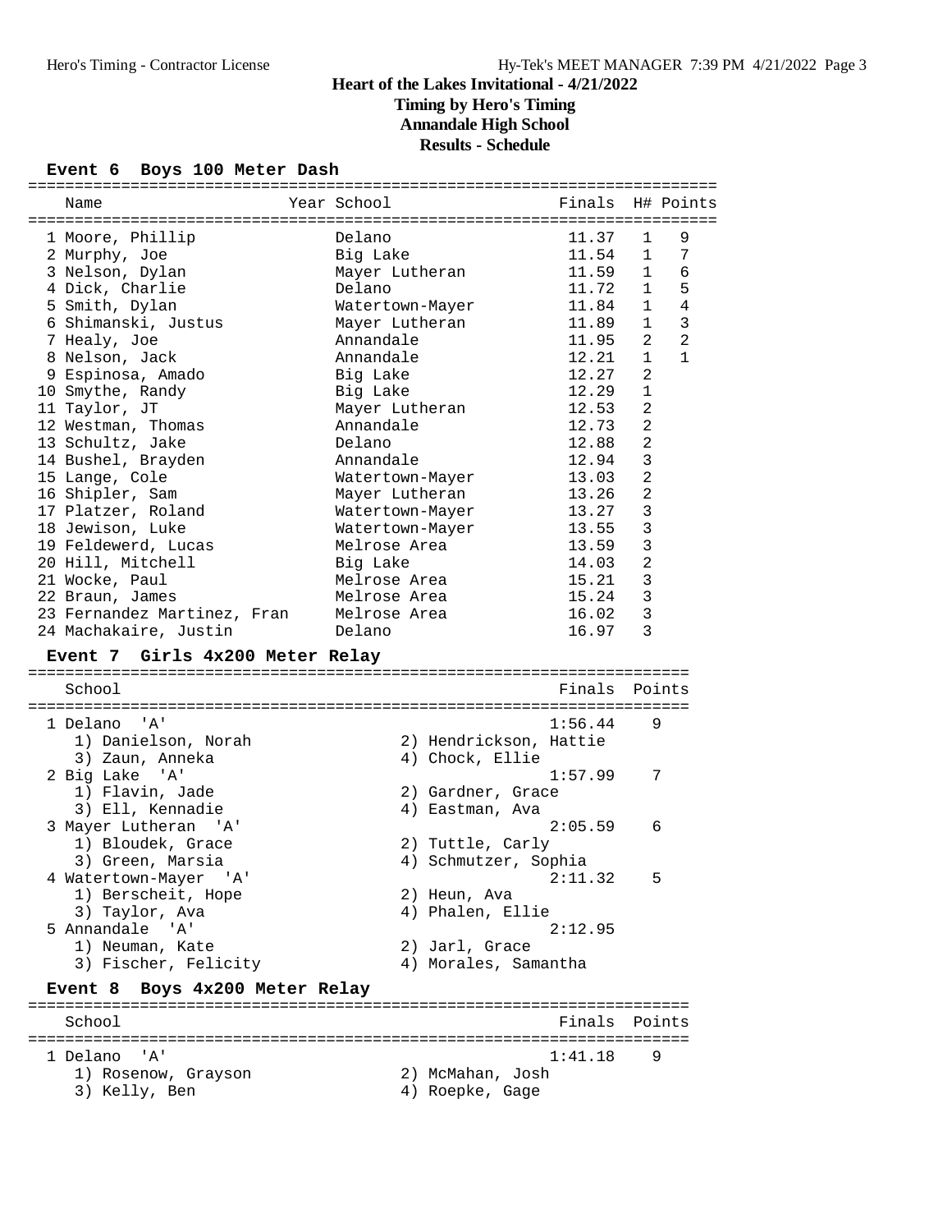## Heart of the Lakes Invitational - 4/21/2022

**Timing by Hero's Timing**

**Annandale High School**

**Results - Schedule**

### Event 6 Boys 100 Meter Dash

| | Name | Year | School | Finals | H# | Points |
|---|---|---|---|---|---|---|
| 1 | Moore, Phillip | | Delano | 11.37 | 1 | 9 |
| 2 | Murphy, Joe | | Big Lake | 11.54 | 1 | 7 |
| 3 | Nelson, Dylan | | Mayer Lutheran | 11.59 | 1 | 6 |
| 4 | Dick, Charlie | | Delano | 11.72 | 1 | 5 |
| 5 | Smith, Dylan | | Watertown-Mayer | 11.84 | 1 | 4 |
| 6 | Shimanski, Justus | | Mayer Lutheran | 11.89 | 1 | 3 |
| 7 | Healy, Joe | | Annandale | 11.95 | 2 | 2 |
| 8 | Nelson, Jack | | Annandale | 12.21 | 1 | 1 |
| 9 | Espinosa, Amado | | Big Lake | 12.27 | 2 | |
| 10 | Smythe, Randy | | Big Lake | 12.29 | 1 | |
| 11 | Taylor, JT | | Mayer Lutheran | 12.53 | 2 | |
| 12 | Westman, Thomas | | Annandale | 12.73 | 2 | |
| 13 | Schultz, Jake | | Delano | 12.88 | 2 | |
| 14 | Bushel, Brayden | | Annandale | 12.94 | 3 | |
| 15 | Lange, Cole | | Watertown-Mayer | 13.03 | 2 | |
| 16 | Shipler, Sam | | Mayer Lutheran | 13.26 | 2 | |
| 17 | Platzer, Roland | | Watertown-Mayer | 13.27 | 3 | |
| 18 | Jewison, Luke | | Watertown-Mayer | 13.55 | 3 | |
| 19 | Feldewerd, Lucas | | Melrose Area | 13.59 | 3 | |
| 20 | Hill, Mitchell | | Big Lake | 14.03 | 2 | |
| 21 | Wocke, Paul | | Melrose Area | 15.21 | 3 | |
| 22 | Braun, James | | Melrose Area | 15.24 | 3 | |
| 23 | Fernandez Martinez, Fran | | Melrose Area | 16.02 | 3 | |
| 24 | Machakaire, Justin | | Delano | 16.97 | 3 | |

### Event 7 Girls 4x200 Meter Relay

| | School | Finals | Points |
|---|---|---|---|
| 1 | Delano 'A' | 1:56.44 | 9 |
| | 1) Danielson, Norah; 2) Hendrickson, Hattie; 3) Zaun, Anneka; 4) Chock, Ellie | | |
| 2 | Big Lake 'A' | 1:57.99 | 7 |
| | 1) Flavin, Jade; 2) Gardner, Grace; 3) Ell, Kennadie; 4) Eastman, Ava | | |
| 3 | Mayer Lutheran 'A' | 2:05.59 | 6 |
| | 1) Bloudek, Grace; 2) Tuttle, Carly; 3) Green, Marsia; 4) Schmutzer, Sophia | | |
| 4 | Watertown-Mayer 'A' | 2:11.32 | 5 |
| | 1) Berscheit, Hope; 2) Heun, Ava; 3) Taylor, Ava; 4) Phalen, Ellie | | |
| 5 | Annandale 'A' | 2:12.95 | |
| | 1) Neuman, Kate; 2) Jarl, Grace; 3) Fischer, Felicity; 4) Morales, Samantha | | |

### Event 8 Boys 4x200 Meter Relay

| | School | Finals | Points |
|---|---|---|---|
| 1 | Delano 'A' | 1:41.18 | 9 |
| | 1) Rosenow, Grayson; 2) McMahan, Josh; 3) Kelly, Ben; 4) Roepke, Gage | | |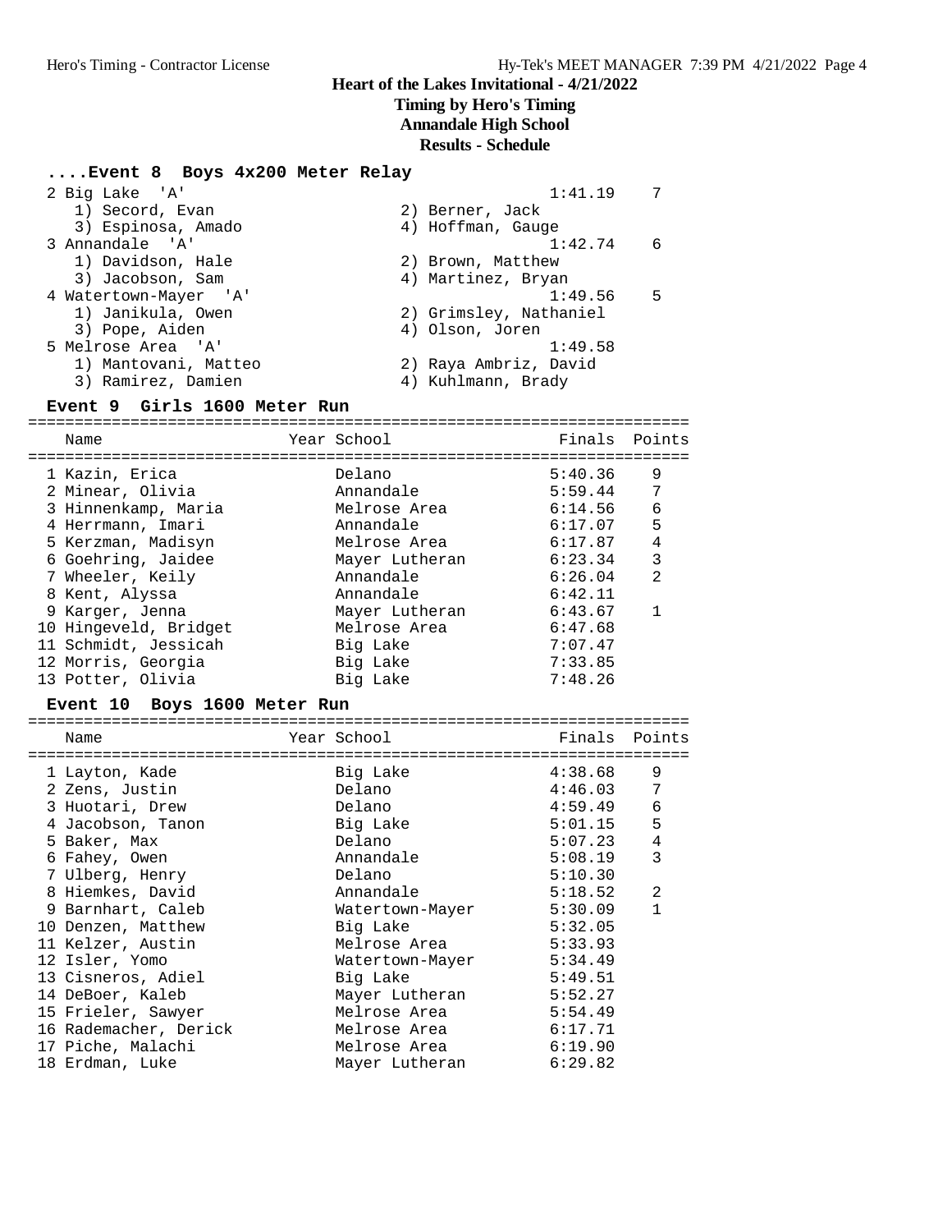# Heart of the Lakes Invitational - 4/21/2022

## Timing by Hero's Timing

## Annandale High School

## Results - Schedule

### ....Event 8 Boys 4x200 Meter Relay

| Place | Team | Finals | Points |
|---|---|---|---|
| 2 | Big Lake 'A' | 1:41.19 | 7 |
| | 1) Secord, Evan; 2) Berner, Jack; 3) Espinosa, Amado; 4) Hoffman, Gauge | | |
| 3 | Annandale 'A' | 1:42.74 | 6 |
| | 1) Davidson, Hale; 2) Brown, Matthew; 3) Jacobson, Sam; 4) Martinez, Bryan | | |
| 4 | Watertown-Mayer 'A' | 1:49.56 | 5 |
| | 1) Janikula, Owen; 2) Grimsley, Nathaniel; 3) Pope, Aiden; 4) Olson, Joren | | |
| 5 | Melrose Area 'A' | 1:49.58 | |
| | 1) Mantovani, Matteo; 2) Raya Ambriz, David; 3) Ramirez, Damien; 4) Kuhlmann, Brady | | |

### Event 9 Girls 1600 Meter Run

| Place | Name | Year | School | Finals | Points |
|---|---|---|---|---|---|
| 1 | Kazin, Erica | | Delano | 5:40.36 | 9 |
| 2 | Minear, Olivia | | Annandale | 5:59.44 | 7 |
| 3 | Hinnenkamp, Maria | | Melrose Area | 6:14.56 | 6 |
| 4 | Herrmann, Imari | | Annandale | 6:17.07 | 5 |
| 5 | Kerzman, Madisyn | | Melrose Area | 6:17.87 | 4 |
| 6 | Goehring, Jaidee | | Mayer Lutheran | 6:23.34 | 3 |
| 7 | Wheeler, Keily | | Annandale | 6:26.04 | 2 |
| 8 | Kent, Alyssa | | Annandale | 6:42.11 | |
| 9 | Karger, Jenna | | Mayer Lutheran | 6:43.67 | 1 |
| 10 | Hingeveld, Bridget | | Melrose Area | 6:47.68 | |
| 11 | Schmidt, Jessicah | | Big Lake | 7:07.47 | |
| 12 | Morris, Georgia | | Big Lake | 7:33.85 | |
| 13 | Potter, Olivia | | Big Lake | 7:48.26 | |

### Event 10 Boys 1600 Meter Run

| Place | Name | Year | School | Finals | Points |
|---|---|---|---|---|---|
| 1 | Layton, Kade | | Big Lake | 4:38.68 | 9 |
| 2 | Zens, Justin | | Delano | 4:46.03 | 7 |
| 3 | Huotari, Drew | | Delano | 4:59.49 | 6 |
| 4 | Jacobson, Tanon | | Big Lake | 5:01.15 | 5 |
| 5 | Baker, Max | | Delano | 5:07.23 | 4 |
| 6 | Fahey, Owen | | Annandale | 5:08.19 | 3 |
| 7 | Ulberg, Henry | | Delano | 5:10.30 | |
| 8 | Hiemkes, David | | Annandale | 5:18.52 | 2 |
| 9 | Barnhart, Caleb | | Watertown-Mayer | 5:30.09 | 1 |
| 10 | Denzen, Matthew | | Big Lake | 5:32.05 | |
| 11 | Kelzer, Austin | | Melrose Area | 5:33.93 | |
| 12 | Isler, Yomo | | Watertown-Mayer | 5:34.49 | |
| 13 | Cisneros, Adiel | | Big Lake | 5:49.51 | |
| 14 | DeBoer, Kaleb | | Mayer Lutheran | 5:52.27 | |
| 15 | Frieler, Sawyer | | Melrose Area | 5:54.49 | |
| 16 | Rademacher, Derick | | Melrose Area | 6:17.71 | |
| 17 | Piche, Malachi | | Melrose Area | 6:19.90 | |
| 18 | Erdman, Luke | | Mayer Lutheran | 6:29.82 | |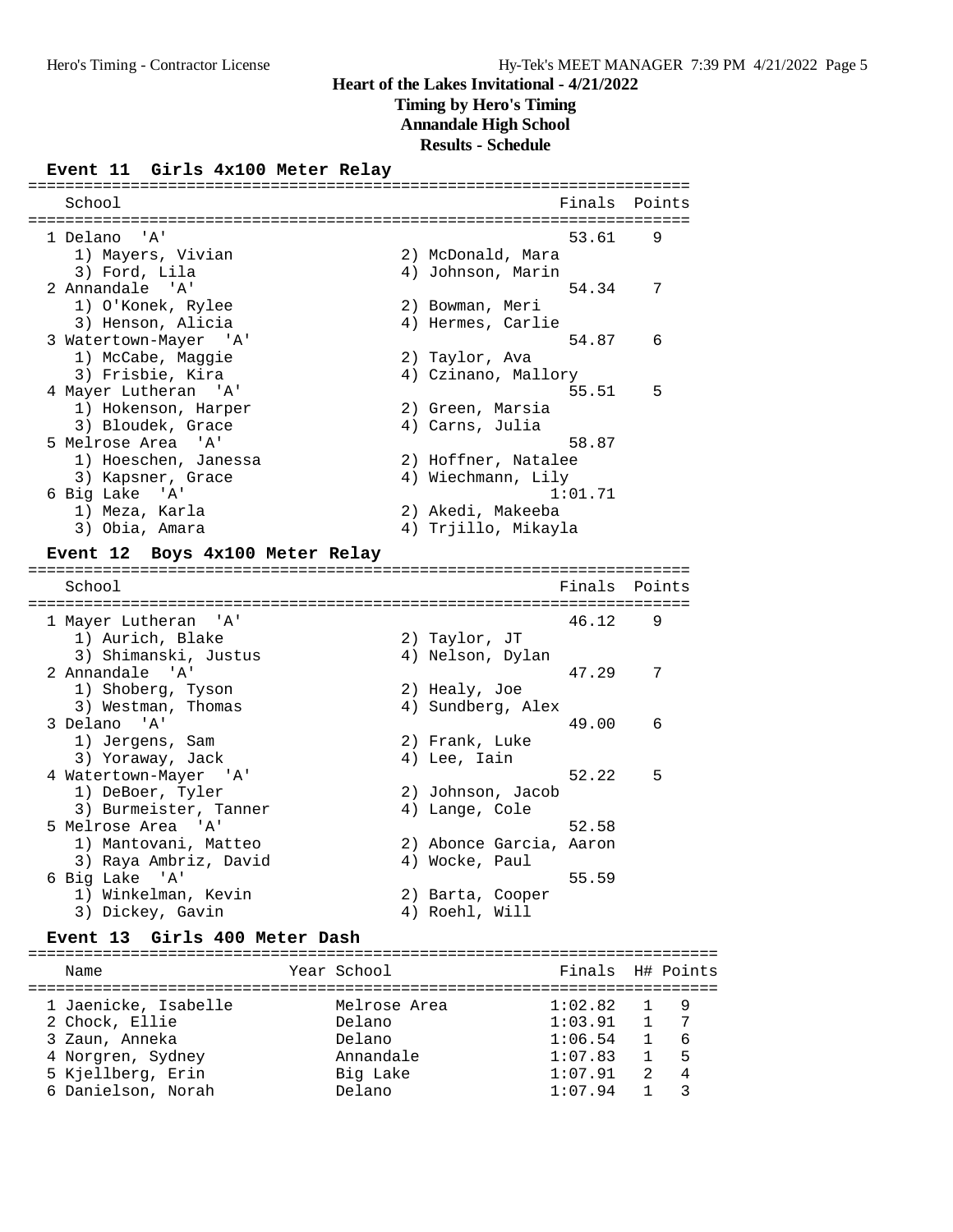# Heart of the Lakes Invitational - 4/21/2022

**Timing by Hero's Timing**

**Annandale High School**

**Results - Schedule**

## Event 11 Girls 4x100 Meter Relay

| Place | School | Finals | Points |
|---|---|---|---|
| 1 | Delano 'A' | 53.61 | 9 |
| | 1) Mayers, Vivian; 2) McDonald, Mara; 3) Ford, Lila; 4) Johnson, Marin | | |
| 2 | Annandale 'A' | 54.34 | 7 |
| | 1) O'Konek, Rylee; 2) Bowman, Meri; 3) Henson, Alicia; 4) Hermes, Carlie | | |
| 3 | Watertown-Mayer 'A' | 54.87 | 6 |
| | 1) McCabe, Maggie; 2) Taylor, Ava; 3) Frisbie, Kira; 4) Czinano, Mallory | | |
| 4 | Mayer Lutheran 'A' | 55.51 | 5 |
| | 1) Hokenson, Harper; 2) Green, Marsia; 3) Bloudek, Grace; 4) Carns, Julia | | |
| 5 | Melrose Area 'A' | 58.87 | |
| | 1) Hoeschen, Janessa; 2) Hoffner, Natalee; 3) Kapsner, Grace; 4) Wiechmann, Lily | | |
| 6 | Big Lake 'A' | 1:01.71 | |
| | 1) Meza, Karla; 2) Akedi, Makeeba; 3) Obia, Amara; 4) Trjillo, Mikayla | | |

## Event 12 Boys 4x100 Meter Relay

| Place | School | Finals | Points |
|---|---|---|---|
| 1 | Mayer Lutheran 'A' | 46.12 | 9 |
| | 1) Aurich, Blake; 2) Taylor, JT; 3) Shimanski, Justus; 4) Nelson, Dylan | | |
| 2 | Annandale 'A' | 47.29 | 7 |
| | 1) Shoberg, Tyson; 2) Healy, Joe; 3) Westman, Thomas; 4) Sundberg, Alex | | |
| 3 | Delano 'A' | 49.00 | 6 |
| | 1) Jergens, Sam; 2) Frank, Luke; 3) Yoraway, Jack; 4) Lee, Iain | | |
| 4 | Watertown-Mayer 'A' | 52.22 | 5 |
| | 1) DeBoer, Tyler; 2) Johnson, Jacob; 3) Burmeister, Tanner; 4) Lange, Cole | | |
| 5 | Melrose Area 'A' | 52.58 | |
| | 1) Mantovani, Matteo; 2) Abonce Garcia, Aaron; 3) Raya Ambriz, David; 4) Wocke, Paul | | |
| 6 | Big Lake 'A' | 55.59 | |
| | 1) Winkelman, Kevin; 2) Barta, Cooper; 3) Dickey, Gavin; 4) Roehl, Will | | |

## Event 13 Girls 400 Meter Dash

| Place | Name | Year | School | Finals | H# | Points |
|---|---|---|---|---|---|---|
| 1 | Jaenicke, Isabelle | | Melrose Area | 1:02.82 | 1 | 9 |
| 2 | Chock, Ellie | | Delano | 1:03.91 | 1 | 7 |
| 3 | Zaun, Anneka | | Delano | 1:06.54 | 1 | 6 |
| 4 | Norgren, Sydney | | Annandale | 1:07.83 | 1 | 5 |
| 5 | Kjellberg, Erin | | Big Lake | 1:07.91 | 2 | 4 |
| 6 | Danielson, Norah | | Delano | 1:07.94 | 1 | 3 |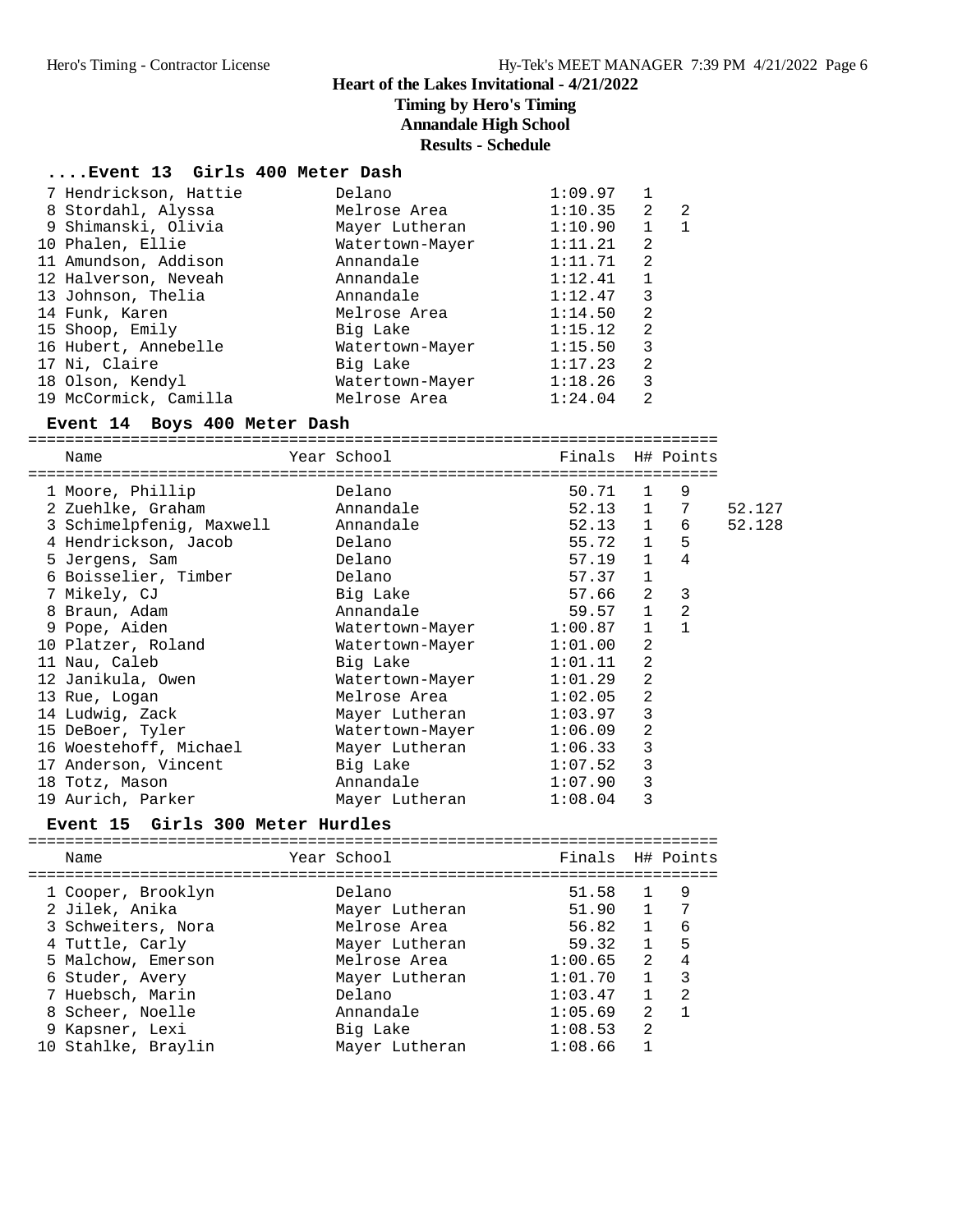# Heart of the Lakes Invitational - 4/21/2022

**Timing by Hero's Timing**
**Annandale High School**
**Results - Schedule**

### ....Event 13 Girls 400 Meter Dash

| Place | Name | Year | School | Finals | H# | Points |
|---|---|---|---|---|---|---|
| 7 | Hendrickson, Hattie | | Delano | 1:09.97 | 1 | |
| 8 | Stordahl, Alyssa | | Melrose Area | 1:10.35 | 2 | 2 |
| 9 | Shimanski, Olivia | | Mayer Lutheran | 1:10.90 | 1 | 1 |
| 10 | Phalen, Ellie | | Watertown-Mayer | 1:11.21 | 2 | |
| 11 | Amundson, Addison | | Annandale | 1:11.71 | 2 | |
| 12 | Halverson, Neveah | | Annandale | 1:12.41 | 1 | |
| 13 | Johnson, Thelia | | Annandale | 1:12.47 | 3 | |
| 14 | Funk, Karen | | Melrose Area | 1:14.50 | 2 | |
| 15 | Shoop, Emily | | Big Lake | 1:15.12 | 2 | |
| 16 | Hubert, Annebelle | | Watertown-Mayer | 1:15.50 | 3 | |
| 17 | Ni, Claire | | Big Lake | 1:17.23 | 2 | |
| 18 | Olson, Kendyl | | Watertown-Mayer | 1:18.26 | 3 | |
| 19 | McCormick, Camilla | | Melrose Area | 1:24.04 | 2 | |

### Event 14 Boys 400 Meter Dash

| Place | Name | Year | School | Finals | H# | Points | |
|---|---|---|---|---|---|---|---|
| 1 | Moore, Phillip | | Delano | 50.71 | 1 | 9 | |
| 2 | Zuehlke, Graham | | Annandale | 52.13 | 1 | 7 | 52.127 |
| 3 | Schimelpfenig, Maxwell | | Annandale | 52.13 | 1 | 6 | 52.128 |
| 4 | Hendrickson, Jacob | | Delano | 55.72 | 1 | 5 | |
| 5 | Jergens, Sam | | Delano | 57.19 | 1 | 4 | |
| 6 | Boisselier, Timber | | Delano | 57.37 | 1 | | |
| 7 | Mikely, CJ | | Big Lake | 57.66 | 2 | 3 | |
| 8 | Braun, Adam | | Annandale | 59.57 | 1 | 2 | |
| 9 | Pope, Aiden | | Watertown-Mayer | 1:00.87 | 1 | 1 | |
| 10 | Platzer, Roland | | Watertown-Mayer | 1:01.00 | 2 | | |
| 11 | Nau, Caleb | | Big Lake | 1:01.11 | 2 | | |
| 12 | Janikula, Owen | | Watertown-Mayer | 1:01.29 | 2 | | |
| 13 | Rue, Logan | | Melrose Area | 1:02.05 | 2 | | |
| 14 | Ludwig, Zack | | Mayer Lutheran | 1:03.97 | 3 | | |
| 15 | DeBoer, Tyler | | Watertown-Mayer | 1:06.09 | 2 | | |
| 16 | Woestehoff, Michael | | Mayer Lutheran | 1:06.33 | 3 | | |
| 17 | Anderson, Vincent | | Big Lake | 1:07.52 | 3 | | |
| 18 | Totz, Mason | | Annandale | 1:07.90 | 3 | | |
| 19 | Aurich, Parker | | Mayer Lutheran | 1:08.04 | 3 | | |

### Event 15 Girls 300 Meter Hurdles

| Place | Name | Year | School | Finals | H# | Points |
|---|---|---|---|---|---|---|
| 1 | Cooper, Brooklyn | | Delano | 51.58 | 1 | 9 |
| 2 | Jilek, Anika | | Mayer Lutheran | 51.90 | 1 | 7 |
| 3 | Schweiters, Nora | | Melrose Area | 56.82 | 1 | 6 |
| 4 | Tuttle, Carly | | Mayer Lutheran | 59.32 | 1 | 5 |
| 5 | Malchow, Emerson | | Melrose Area | 1:00.65 | 2 | 4 |
| 6 | Studer, Avery | | Mayer Lutheran | 1:01.70 | 1 | 3 |
| 7 | Huebsch, Marin | | Delano | 1:03.47 | 1 | 2 |
| 8 | Scheer, Noelle | | Annandale | 1:05.69 | 2 | 1 |
| 9 | Kapsner, Lexi | | Big Lake | 1:08.53 | 2 | |
| 10 | Stahlke, Braylin | | Mayer Lutheran | 1:08.66 | 1 | |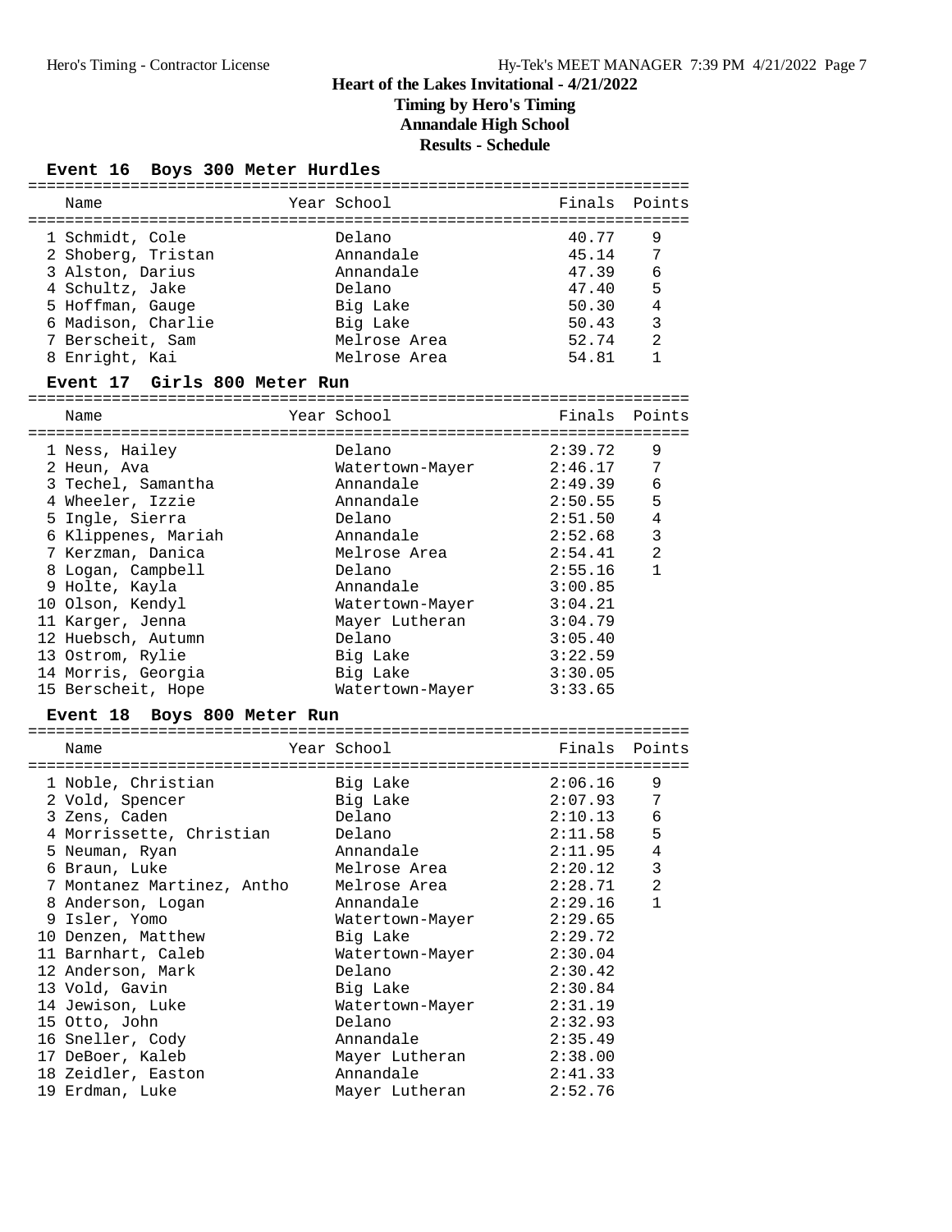# Heart of the Lakes Invitational - 4/21/2022

**Timing by Hero's Timing**

**Annandale High School**

**Results - Schedule**

## Event 16 Boys 300 Meter Hurdles

| Place | Name | Year | School | Finals | Points |
|---|---|---|---|---|---|
| 1 | Schmidt, Cole | | Delano | 40.77 | 9 |
| 2 | Shoberg, Tristan | | Annandale | 45.14 | 7 |
| 3 | Alston, Darius | | Annandale | 47.39 | 6 |
| 4 | Schultz, Jake | | Delano | 47.40 | 5 |
| 5 | Hoffman, Gauge | | Big Lake | 50.30 | 4 |
| 6 | Madison, Charlie | | Big Lake | 50.43 | 3 |
| 7 | Berscheit, Sam | | Melrose Area | 52.74 | 2 |
| 8 | Enright, Kai | | Melrose Area | 54.81 | 1 |

## Event 17 Girls 800 Meter Run

| Place | Name | Year | School | Finals | Points |
|---|---|---|---|---|---|
| 1 | Ness, Hailey | | Delano | 2:39.72 | 9 |
| 2 | Heun, Ava | | Watertown-Mayer | 2:46.17 | 7 |
| 3 | Techel, Samantha | | Annandale | 2:49.39 | 6 |
| 4 | Wheeler, Izzie | | Annandale | 2:50.55 | 5 |
| 5 | Ingle, Sierra | | Delano | 2:51.50 | 4 |
| 6 | Klippenes, Mariah | | Annandale | 2:52.68 | 3 |
| 7 | Kerzman, Danica | | Melrose Area | 2:54.41 | 2 |
| 8 | Logan, Campbell | | Delano | 2:55.16 | 1 |
| 9 | Holte, Kayla | | Annandale | 3:00.85 | |
| 10 | Olson, Kendyl | | Watertown-Mayer | 3:04.21 | |
| 11 | Karger, Jenna | | Mayer Lutheran | 3:04.79 | |
| 12 | Huebsch, Autumn | | Delano | 3:05.40 | |
| 13 | Ostrom, Rylie | | Big Lake | 3:22.59 | |
| 14 | Morris, Georgia | | Big Lake | 3:30.05 | |
| 15 | Berscheit, Hope | | Watertown-Mayer | 3:33.65 | |

## Event 18 Boys 800 Meter Run

| Place | Name | Year | School | Finals | Points |
|---|---|---|---|---|---|
| 1 | Noble, Christian | | Big Lake | 2:06.16 | 9 |
| 2 | Vold, Spencer | | Big Lake | 2:07.93 | 7 |
| 3 | Zens, Caden | | Delano | 2:10.13 | 6 |
| 4 | Morrissette, Christian | | Delano | 2:11.58 | 5 |
| 5 | Neuman, Ryan | | Annandale | 2:11.95 | 4 |
| 6 | Braun, Luke | | Melrose Area | 2:20.12 | 3 |
| 7 | Montanez Martinez, Antho | | Melrose Area | 2:28.71 | 2 |
| 8 | Anderson, Logan | | Annandale | 2:29.16 | 1 |
| 9 | Isler, Yomo | | Watertown-Mayer | 2:29.65 | |
| 10 | Denzen, Matthew | | Big Lake | 2:29.72 | |
| 11 | Barnhart, Caleb | | Watertown-Mayer | 2:30.04 | |
| 12 | Anderson, Mark | | Delano | 2:30.42 | |
| 13 | Vold, Gavin | | Big Lake | 2:30.84 | |
| 14 | Jewison, Luke | | Watertown-Mayer | 2:31.19 | |
| 15 | Otto, John | | Delano | 2:32.93 | |
| 16 | Sneller, Cody | | Annandale | 2:35.49 | |
| 17 | DeBoer, Kaleb | | Mayer Lutheran | 2:38.00 | |
| 18 | Zeidler, Easton | | Annandale | 2:41.33 | |
| 19 | Erdman, Luke | | Mayer Lutheran | 2:52.76 | |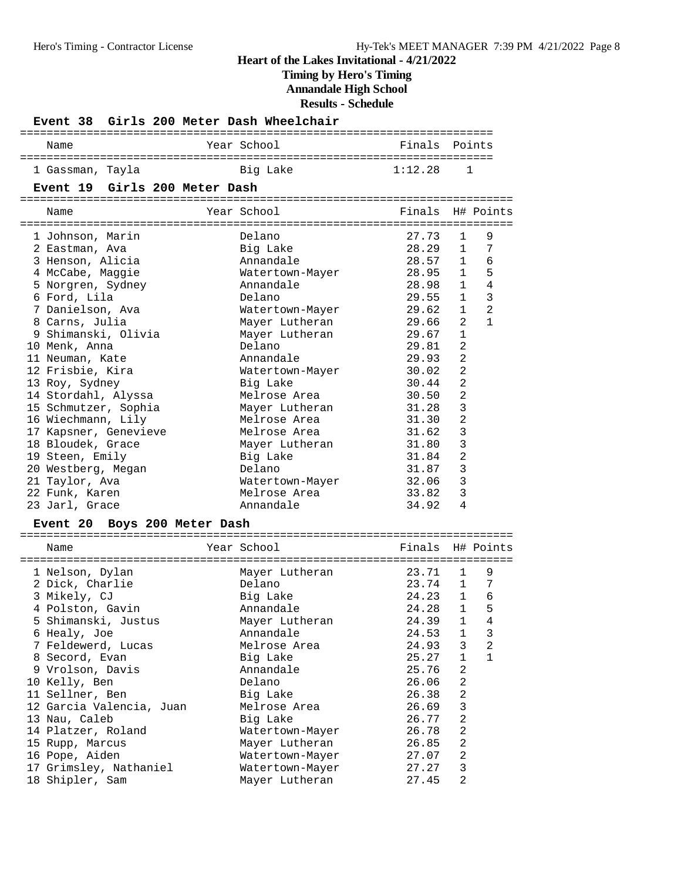# Heart of the Lakes Invitational - 4/21/2022

**Timing by Hero's Timing**

**Annandale High School**

**Results - Schedule**

## Event 38 Girls 200 Meter Dash Wheelchair

| Name | Year | School | Finals | Points |
|---|---|---|---|---|
| 1 Gassman, Tayla | | Big Lake | 1:12.28 | 1 |

## Event 19 Girls 200 Meter Dash

| Name | Year | School | Finals | H# | Points |
|---|---|---|---|---|---|
| 1 Johnson, Marin | | Delano | 27.73 | 1 | 9 |
| 2 Eastman, Ava | | Big Lake | 28.29 | 1 | 7 |
| 3 Henson, Alicia | | Annandale | 28.57 | 1 | 6 |
| 4 McCabe, Maggie | | Watertown-Mayer | 28.95 | 1 | 5 |
| 5 Norgren, Sydney | | Annandale | 28.98 | 1 | 4 |
| 6 Ford, Lila | | Delano | 29.55 | 1 | 3 |
| 7 Danielson, Ava | | Watertown-Mayer | 29.62 | 1 | 2 |
| 8 Carns, Julia | | Mayer Lutheran | 29.66 | 2 | 1 |
| 9 Shimanski, Olivia | | Mayer Lutheran | 29.67 | 1 | |
| 10 Menk, Anna | | Delano | 29.81 | 2 | |
| 11 Neuman, Kate | | Annandale | 29.93 | 2 | |
| 12 Frisbie, Kira | | Watertown-Mayer | 30.02 | 2 | |
| 13 Roy, Sydney | | Big Lake | 30.44 | 2 | |
| 14 Stordahl, Alyssa | | Melrose Area | 30.50 | 2 | |
| 15 Schmutzer, Sophia | | Mayer Lutheran | 31.28 | 3 | |
| 16 Wiechmann, Lily | | Melrose Area | 31.30 | 2 | |
| 17 Kapsner, Genevieve | | Melrose Area | 31.62 | 3 | |
| 18 Bloudek, Grace | | Mayer Lutheran | 31.80 | 3 | |
| 19 Steen, Emily | | Big Lake | 31.84 | 2 | |
| 20 Westberg, Megan | | Delano | 31.87 | 3 | |
| 21 Taylor, Ava | | Watertown-Mayer | 32.06 | 3 | |
| 22 Funk, Karen | | Melrose Area | 33.82 | 3 | |
| 23 Jarl, Grace | | Annandale | 34.92 | 4 | |

## Event 20 Boys 200 Meter Dash

| Name | Year | School | Finals | H# | Points |
|---|---|---|---|---|---|
| 1 Nelson, Dylan | | Mayer Lutheran | 23.71 | 1 | 9 |
| 2 Dick, Charlie | | Delano | 23.74 | 1 | 7 |
| 3 Mikely, CJ | | Big Lake | 24.23 | 1 | 6 |
| 4 Polston, Gavin | | Annandale | 24.28 | 1 | 5 |
| 5 Shimanski, Justus | | Mayer Lutheran | 24.39 | 1 | 4 |
| 6 Healy, Joe | | Annandale | 24.53 | 1 | 3 |
| 7 Feldewerd, Lucas | | Melrose Area | 24.93 | 3 | 2 |
| 8 Secord, Evan | | Big Lake | 25.27 | 1 | 1 |
| 9 Vrolson, Davis | | Annandale | 25.76 | 2 | |
| 10 Kelly, Ben | | Delano | 26.06 | 2 | |
| 11 Sellner, Ben | | Big Lake | 26.38 | 2 | |
| 12 Garcia Valencia, Juan | | Melrose Area | 26.69 | 3 | |
| 13 Nau, Caleb | | Big Lake | 26.77 | 2 | |
| 14 Platzer, Roland | | Watertown-Mayer | 26.78 | 2 | |
| 15 Rupp, Marcus | | Mayer Lutheran | 26.85 | 2 | |
| 16 Pope, Aiden | | Watertown-Mayer | 27.07 | 2 | |
| 17 Grimsley, Nathaniel | | Watertown-Mayer | 27.27 | 3 | |
| 18 Shipler, Sam | | Mayer Lutheran | 27.45 | 2 | |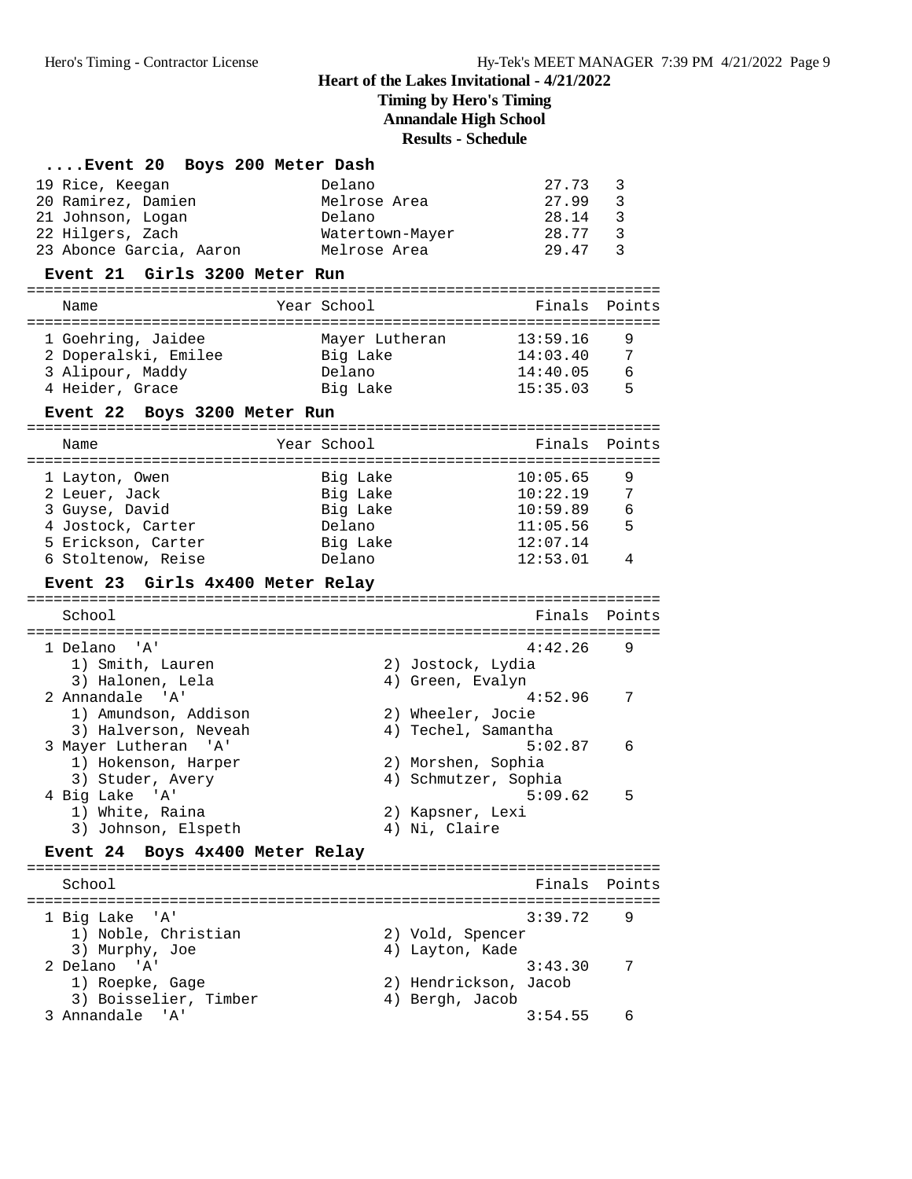## Heart of the Lakes Invitational - 4/21/2022

**Timing by Hero's Timing**
**Annandale High School**
**Results - Schedule**

### ....Event 20 Boys 200 Meter Dash

| Place | Name | School | Finals | Heat |
|---|---|---|---|---|
| 19 | Rice, Keegan | Delano | 27.73 | 3 |
| 20 | Ramirez, Damien | Melrose Area | 27.99 | 3 |
| 21 | Johnson, Logan | Delano | 28.14 | 3 |
| 22 | Hilgers, Zach | Watertown-Mayer | 28.77 | 3 |
| 23 | Aboncе Garcia, Aaron | Melrose Area | 29.47 | 3 |

### Event 21 Girls 3200 Meter Run

| Place | Name | Year | School | Finals | Points |
|---|---|---|---|---|---|
| 1 | Goehring, Jaidee | | Mayer Lutheran | 13:59.16 | 9 |
| 2 | Doperalski, Emilee | | Big Lake | 14:03.40 | 7 |
| 3 | Alipour, Maddy | | Delano | 14:40.05 | 6 |
| 4 | Heider, Grace | | Big Lake | 15:35.03 | 5 |

### Event 22 Boys 3200 Meter Run

| Place | Name | Year | School | Finals | Points |
|---|---|---|---|---|---|
| 1 | Layton, Owen | | Big Lake | 10:05.65 | 9 |
| 2 | Leuer, Jack | | Big Lake | 10:22.19 | 7 |
| 3 | Guyse, David | | Big Lake | 10:59.89 | 6 |
| 4 | Jostock, Carter | | Delano | 11:05.56 | 5 |
| 5 | Erickson, Carter | | Big Lake | 12:07.14 | |
| 6 | Stoltenow, Reise | | Delano | 12:53.01 | 4 |

### Event 23 Girls 4x400 Meter Relay

| Place | School | Finals | Points |
|---|---|---|---|
| 1 | Delano 'A' | 4:42.26 | 9 |
| | 1) Smith, Lauren 2) Jostock, Lydia 3) Halonen, Lela 4) Green, Evalyn | | |
| 2 | Annandale 'A' | 4:52.96 | 7 |
| | 1) Amundson, Addison 2) Wheeler, Jocie 3) Halverson, Neveah 4) Techel, Samantha | | |
| 3 | Mayer Lutheran 'A' | 5:02.87 | 6 |
| | 1) Hokenson, Harper 2) Morshen, Sophia 3) Studer, Avery 4) Schmutzer, Sophia | | |
| 4 | Big Lake 'A' | 5:09.62 | 5 |
| | 1) White, Raina 2) Kapsner, Lexi 3) Johnson, Elspeth 4) Ni, Claire | | |

### Event 24 Boys 4x400 Meter Relay

| Place | School | Finals | Points |
|---|---|---|---|
| 1 | Big Lake 'A' | 3:39.72 | 9 |
| | 1) Noble, Christian 2) Vold, Spencer 3) Murphy, Joe 4) Layton, Kade | | |
| 2 | Delano 'A' | 3:43.30 | 7 |
| | 1) Roepke, Gage 2) Hendrickson, Jacob 3) Boisselier, Timber 4) Bergh, Jacob | | |
| 3 | Annandale 'A' | 3:54.55 | 6 |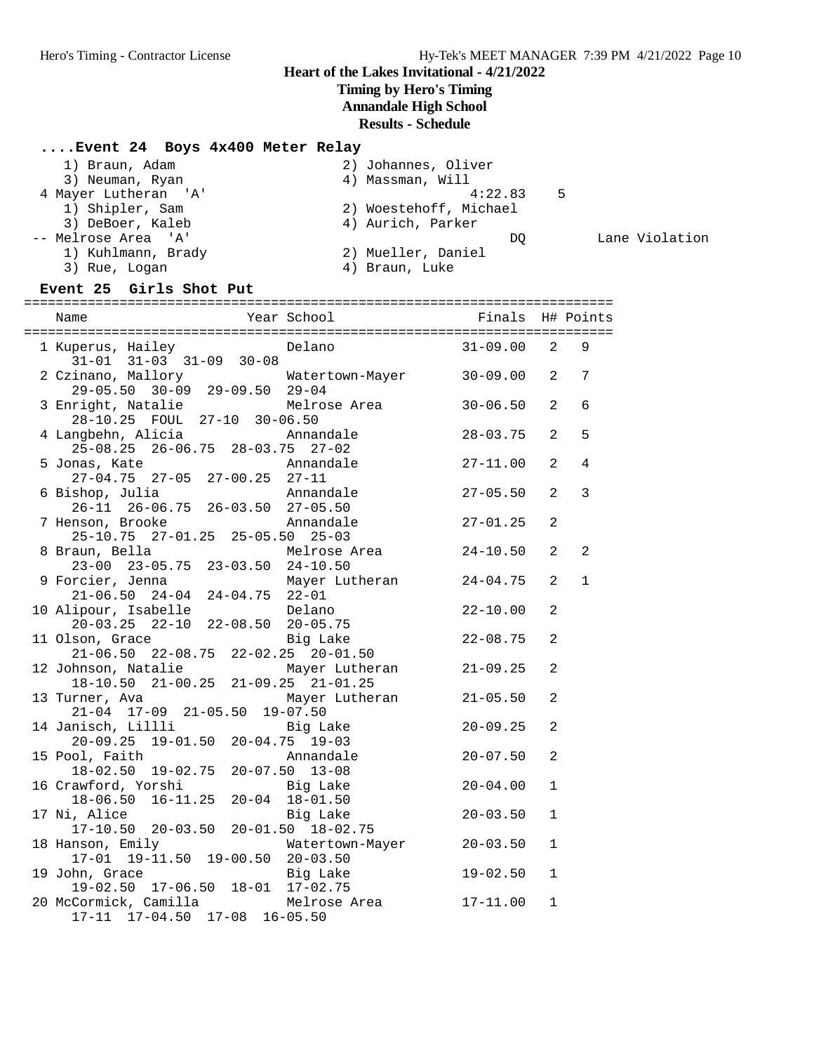**Heart of the Lakes Invitational - 4/21/2022**

**Timing by Hero's Timing**

**Annandale High School**

**Results - Schedule**

### ....Event 24 Boys 4x400 Meter Relay

```
    1) Braun, Adam                    2) Johannes, Oliver
    3) Neuman, Ryan                   4) Massman, Will
 4 Mayer Lutheran  'A'                          4:22.83    5
    1) Shipler, Sam                   2) Woestehoff, Michael
    3) DeBoer, Kaleb                  4) Aurich, Parker
 -- Melrose Area  'A'                              DQ            Lane Violation
    1) Kuhlmann, Brady                2) Mueller, Daniel
    3) Rue, Logan                     4) Braun, Luke
```

### Event 25 Girls Shot Put

```
=========================================================================
    Name                    Year School                 Finals  H# Points
=========================================================================
  1 Kuperus, Hailey              Delano               31-09.00   2   9
      31-01  31-03  31-09  30-08
  2 Czinano, Mallory             Watertown-Mayer      30-09.00   2   7
      29-05.50  30-09  29-09.50  29-04
  3 Enright, Natalie             Melrose Area         30-06.50   2   6
      28-10.25  FOUL  27-10  30-06.50
  4 Langbehn, Alicia             Annandale            28-03.75   2   5
      25-08.25  26-06.75  28-03.75  27-02
  5 Jonas, Kate                  Annandale            27-11.00   2   4
      27-04.75  27-05  27-00.25  27-11
  6 Bishop, Julia                Annandale            27-05.50   2   3
      26-11  26-06.75  26-03.50  27-05.50
  7 Henson, Brooke               Annandale            27-01.25   2
      25-10.75  27-01.25  25-05.50  25-03
  8 Braun, Bella                 Melrose Area         24-10.50   2   2
      23-00  23-05.75  23-03.50  24-10.50
  9 Forcier, Jenna               Mayer Lutheran       24-04.75   2   1
      21-06.50  24-04  24-04.75  22-01
 10 Alipour, Isabelle            Delano               22-10.00   2
      20-03.25  22-10  22-08.50  20-05.75
 11 Olson, Grace                 Big Lake             22-08.75   2
      21-06.50  22-08.75  22-02.25  20-01.50
 12 Johnson, Natalie             Mayer Lutheran       21-09.25   2
      18-10.50  21-00.25  21-09.25  21-01.25
 13 Turner, Ava                  Mayer Lutheran       21-05.50   2
      21-04  17-09  21-05.50  19-07.50
 14 Janisch, Lillli              Big Lake             20-09.25   2
      20-09.25  19-01.50  20-04.75  19-03
 15 Pool, Faith                  Annandale            20-07.50   2
      18-02.50  19-02.75  20-07.50  13-08
 16 Crawford, Yorshi             Big Lake             20-04.00   1
      18-06.50  16-11.25  20-04  18-01.50
 17 Ni, Alice                    Big Lake             20-03.50   1
      17-10.50  20-03.50  20-01.50  18-02.75
 18 Hanson, Emily                Watertown-Mayer      20-03.50   1
      17-01  19-11.50  19-00.50  20-03.50
 19 John, Grace                  Big Lake             19-02.50   1
      19-02.50  17-06.50  18-01  17-02.75
 20 McCormick, Camilla           Melrose Area         17-11.00   1
      17-11  17-04.50  17-08  16-05.50
```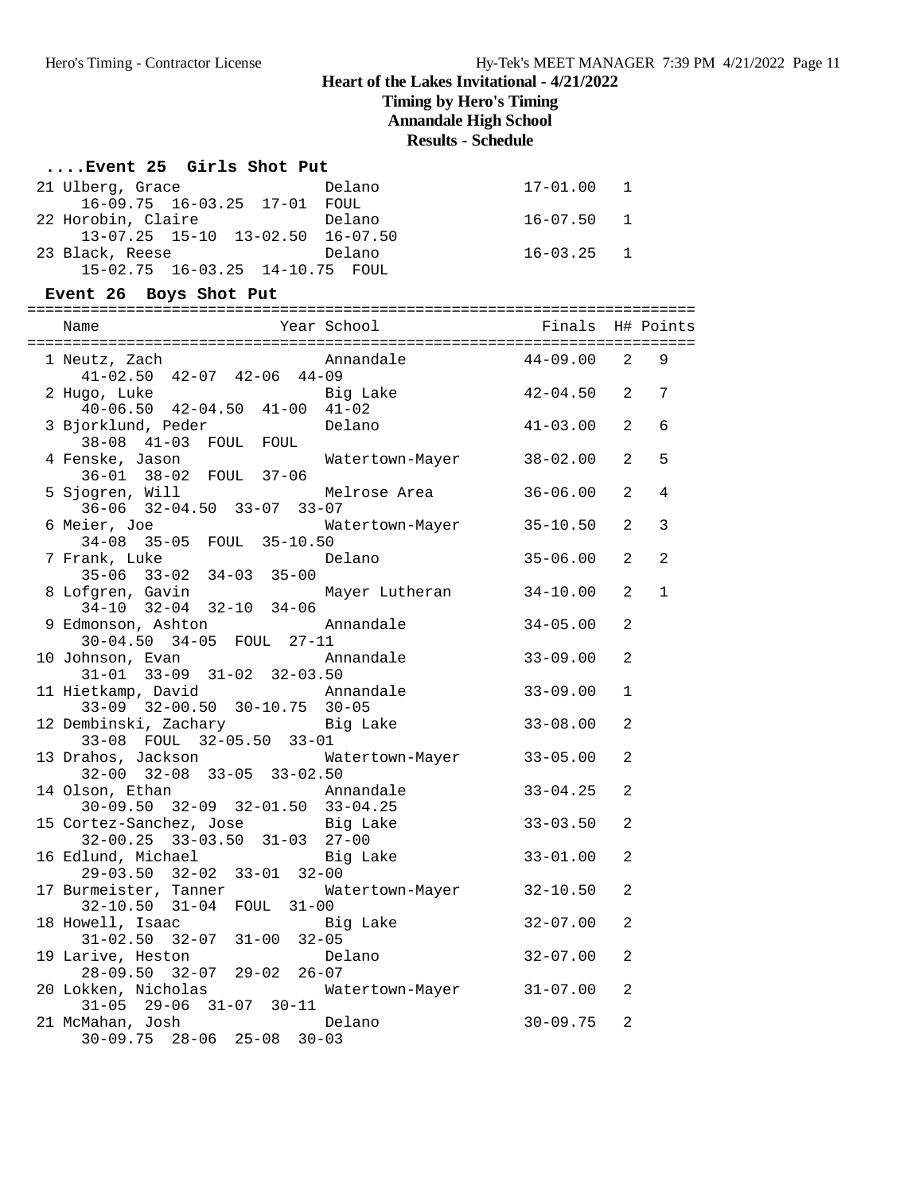# Heart of the Lakes Invitational - 4/21/2022

## Timing by Hero's Timing

## Annandale High School

## Results - Schedule

### ....Event 25 Girls Shot Put

| Name | Year | School | Finals | H# | Points |
|---|---|---|---|---|---|
| 21 Ulberg, Grace | | Delano | 17-01.00 | 1 | |
| 16-09.75 16-03.25 17-01 FOUL | | | | | |
| 22 Horobin, Claire | | Delano | 16-07.50 | 1 | |
| 13-07.25 15-10 13-02.50 16-07.50 | | | | | |
| 23 Black, Reese | | Delano | 16-03.25 | 1 | |
| 15-02.75 16-03.25 14-10.75 FOUL | | | | | |

### Event 26 Boys Shot Put

| Name | Year | School | Finals | H# | Points |
|---|---|---|---|---|---|
| 1 Neutz, Zach | | Annandale | 44-09.00 | 2 | 9 |
| 41-02.50 42-07 42-06 44-09 | | | | | |
| 2 Hugo, Luke | | Big Lake | 42-04.50 | 2 | 7 |
| 40-06.50 42-04.50 41-00 41-02 | | | | | |
| 3 Bjorklund, Peder | | Delano | 41-03.00 | 2 | 6 |
| 38-08 41-03 FOUL FOUL | | | | | |
| 4 Fenske, Jason | | Watertown-Mayer | 38-02.00 | 2 | 5 |
| 36-01 38-02 FOUL 37-06 | | | | | |
| 5 Sjogren, Will | | Melrose Area | 36-06.00 | 2 | 4 |
| 36-06 32-04.50 33-07 33-07 | | | | | |
| 6 Meier, Joe | | Watertown-Mayer | 35-10.50 | 2 | 3 |
| 34-08 35-05 FOUL 35-10.50 | | | | | |
| 7 Frank, Luke | | Delano | 35-06.00 | 2 | 2 |
| 35-06 33-02 34-03 35-00 | | | | | |
| 8 Lofgren, Gavin | | Mayer Lutheran | 34-10.00 | 2 | 1 |
| 34-10 32-04 32-10 34-06 | | | | | |
| 9 Edmonson, Ashton | | Annandale | 34-05.00 | 2 | |
| 30-04.50 34-05 FOUL 27-11 | | | | | |
| 10 Johnson, Evan | | Annandale | 33-09.00 | 2 | |
| 31-01 33-09 31-02 32-03.50 | | | | | |
| 11 Hietkamp, David | | Annandale | 33-09.00 | 1 | |
| 33-09 32-00.50 30-10.75 30-05 | | | | | |
| 12 Dembinski, Zachary | | Big Lake | 33-08.00 | 2 | |
| 33-08 FOUL 32-05.50 33-01 | | | | | |
| 13 Drahos, Jackson | | Watertown-Mayer | 33-05.00 | 2 | |
| 32-00 32-08 33-05 33-02.50 | | | | | |
| 14 Olson, Ethan | | Annandale | 33-04.25 | 2 | |
| 30-09.50 32-09 32-01.50 33-04.25 | | | | | |
| 15 Cortez-Sanchez, Jose | | Big Lake | 33-03.50 | 2 | |
| 32-00.25 33-03.50 31-03 27-00 | | | | | |
| 16 Edlund, Michael | | Big Lake | 33-01.00 | 2 | |
| 29-03.50 32-02 33-01 32-00 | | | | | |
| 17 Burmeister, Tanner | | Watertown-Mayer | 32-10.50 | 2 | |
| 32-10.50 31-04 FOUL 31-00 | | | | | |
| 18 Howell, Isaac | | Big Lake | 32-07.00 | 2 | |
| 31-02.50 32-07 31-00 32-05 | | | | | |
| 19 Larive, Heston | | Delano | 32-07.00 | 2 | |
| 28-09.50 32-07 29-02 26-07 | | | | | |
| 20 Lokken, Nicholas | | Watertown-Mayer | 31-07.00 | 2 | |
| 31-05 29-06 31-07 30-11 | | | | | |
| 21 McMahan, Josh | | Delano | 30-09.75 | 2 | |
| 30-09.75 28-06 25-08 30-03 | | | | | |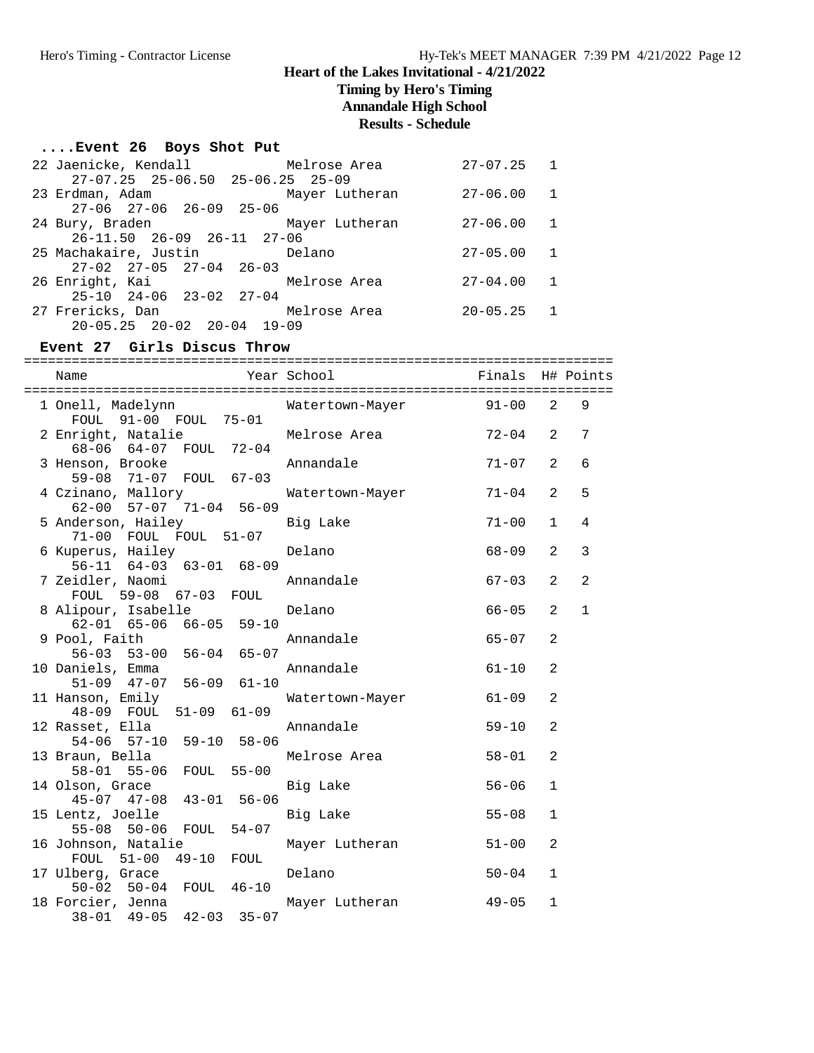# Heart of the Lakes Invitational - 4/21/2022

## Timing by Hero's Timing

## Annandale High School

## Results - Schedule

### ....Event 26 Boys Shot Put

| Place | Name | School | Finals | H# |
|---|---|---|---|---|
| 22 | Jaenicke, Kendall | Melrose Area | 27-07.25 | 1 |
| | 27-07.25 25-06.50 25-06.25 25-09 | | | |
| 23 | Erdman, Adam | Mayer Lutheran | 27-06.00 | 1 |
| | 27-06 27-06 26-09 25-06 | | | |
| 24 | Bury, Braden | Mayer Lutheran | 27-06.00 | 1 |
| | 26-11.50 26-09 26-11 27-06 | | | |
| 25 | Machakaire, Justin | Delano | 27-05.00 | 1 |
| | 27-02 27-05 27-04 26-03 | | | |
| 26 | Enright, Kai | Melrose Area | 27-04.00 | 1 |
| | 25-10 24-06 23-02 27-04 | | | |
| 27 | Frericks, Dan | Melrose Area | 20-05.25 | 1 |
| | 20-05.25 20-02 20-04 19-09 | | | |

### Event 27 Girls Discus Throw

| Place | Name | Year | School | Finals | H# | Points |
|---|---|---|---|---|---|---|
| 1 | Onell, Madelynn | | Watertown-Mayer | 91-00 | 2 | 9 |
| | FOUL 91-00 FOUL 75-01 | | | | | |
| 2 | Enright, Natalie | | Melrose Area | 72-04 | 2 | 7 |
| | 68-06 64-07 FOUL 72-04 | | | | | |
| 3 | Henson, Brooke | | Annandale | 71-07 | 2 | 6 |
| | 59-08 71-07 FOUL 67-03 | | | | | |
| 4 | Czinano, Mallory | | Watertown-Mayer | 71-04 | 2 | 5 |
| | 62-00 57-07 71-04 56-09 | | | | | |
| 5 | Anderson, Hailey | | Big Lake | 71-00 | 1 | 4 |
| | 71-00 FOUL FOUL 51-07 | | | | | |
| 6 | Kuperus, Hailey | | Delano | 68-09 | 2 | 3 |
| | 56-11 64-03 63-01 68-09 | | | | | |
| 7 | Zeidler, Naomi | | Annandale | 67-03 | 2 | 2 |
| | FOUL 59-08 67-03 FOUL | | | | | |
| 8 | Alipour, Isabelle | | Delano | 66-05 | 2 | 1 |
| | 62-01 65-06 66-05 59-10 | | | | | |
| 9 | Pool, Faith | | Annandale | 65-07 | 2 | |
| | 56-03 53-00 56-04 65-07 | | | | | |
| 10 | Daniels, Emma | | Annandale | 61-10 | 2 | |
| | 51-09 47-07 56-09 61-10 | | | | | |
| 11 | Hanson, Emily | | Watertown-Mayer | 61-09 | 2 | |
| | 48-09 FOUL 51-09 61-09 | | | | | |
| 12 | Rasset, Ella | | Annandale | 59-10 | 2 | |
| | 54-06 57-10 59-10 58-06 | | | | | |
| 13 | Braun, Bella | | Melrose Area | 58-01 | 2 | |
| | 58-01 55-06 FOUL 55-00 | | | | | |
| 14 | Olson, Grace | | Big Lake | 56-06 | 1 | |
| | 45-07 47-08 43-01 56-06 | | | | | |
| 15 | Lentz, Joelle | | Big Lake | 55-08 | 1 | |
| | 55-08 50-06 FOUL 54-07 | | | | | |
| 16 | Johnson, Natalie | | Mayer Lutheran | 51-00 | 2 | |
| | FOUL 51-00 49-10 FOUL | | | | | |
| 17 | Ulberg, Grace | | Delano | 50-04 | 1 | |
| | 50-02 50-04 FOUL 46-10 | | | | | |
| 18 | Forcier, Jenna | | Mayer Lutheran | 49-05 | 1 | |
| | 38-01 49-05 42-03 35-07 | | | | | |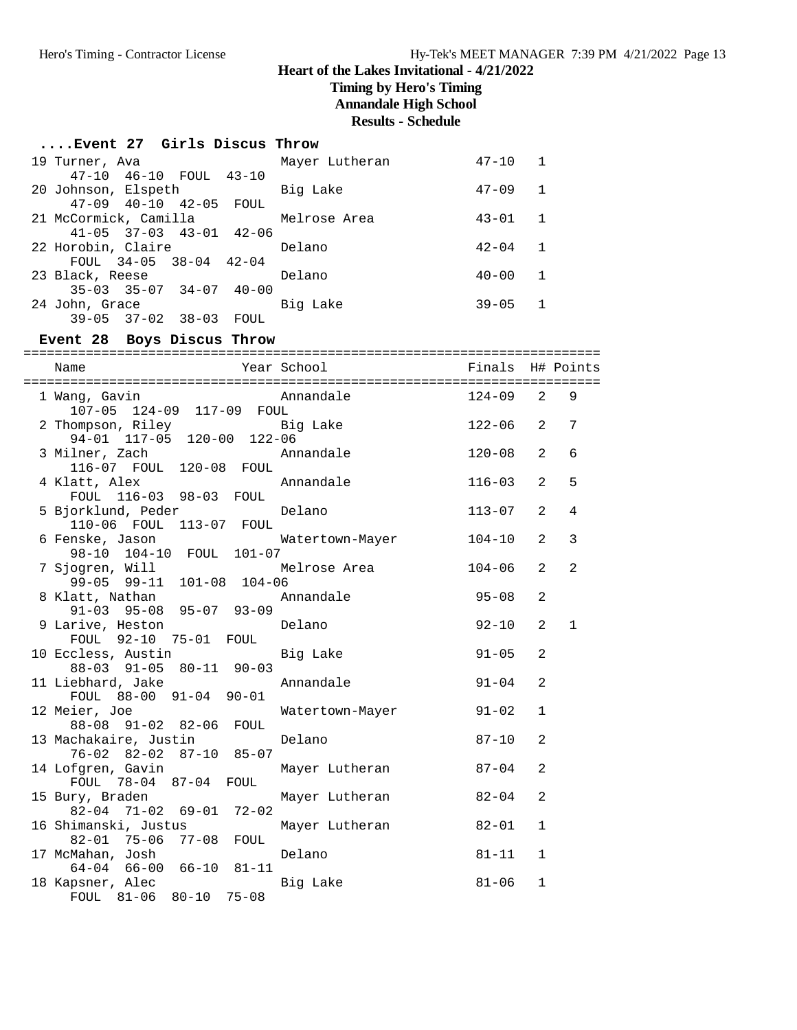# Heart of the Lakes Invitational - 4/21/2022

**Timing by Hero's Timing**

**Annandale High School**

**Results - Schedule**

### ....Event 27 Girls Discus Throw

| Place | Name | Year | School | Finals | H# | Points |
|---|---|---|---|---|---|---|
| 19 | Turner, Ava | | Mayer Lutheran | 47-10 | 1 | |
| | 47-10 46-10 FOUL 43-10 | | | | | |
| 20 | Johnson, Elspeth | | Big Lake | 47-09 | 1 | |
| | 47-09 40-10 42-05 FOUL | | | | | |
| 21 | McCormick, Camilla | | Melrose Area | 43-01 | 1 | |
| | 41-05 37-03 43-01 42-06 | | | | | |
| 22 | Horobin, Claire | | Delano | 42-04 | 1 | |
| | FOUL 34-05 38-04 42-04 | | | | | |
| 23 | Black, Reese | | Delano | 40-00 | 1 | |
| | 35-03 35-07 34-07 40-00 | | | | | |
| 24 | John, Grace | | Big Lake | 39-05 | 1 | |
| | 39-05 37-02 38-03 FOUL | | | | | |

### Event 28 Boys Discus Throw

| Place | Name | Year | School | Finals | H# | Points |
|---|---|---|---|---|---|---|
| 1 | Wang, Gavin | | Annandale | 124-09 | 2 | 9 |
| | 107-05 124-09 117-09 FOUL | | | | | |
| 2 | Thompson, Riley | | Big Lake | 122-06 | 2 | 7 |
| | 94-01 117-05 120-00 122-06 | | | | | |
| 3 | Milner, Zach | | Annandale | 120-08 | 2 | 6 |
| | 116-07 FOUL 120-08 FOUL | | | | | |
| 4 | Klatt, Alex | | Annandale | 116-03 | 2 | 5 |
| | FOUL 116-03 98-03 FOUL | | | | | |
| 5 | Bjorklund, Peder | | Delano | 113-07 | 2 | 4 |
| | 110-06 FOUL 113-07 FOUL | | | | | |
| 6 | Fenske, Jason | | Watertown-Mayer | 104-10 | 2 | 3 |
| | 98-10 104-10 FOUL 101-07 | | | | | |
| 7 | Sjogren, Will | | Melrose Area | 104-06 | 2 | 2 |
| | 99-05 99-11 101-08 104-06 | | | | | |
| 8 | Klatt, Nathan | | Annandale | 95-08 | 2 | |
| | 91-03 95-08 95-07 93-09 | | | | | |
| 9 | Larive, Heston | | Delano | 92-10 | 2 | 1 |
| | FOUL 92-10 75-01 FOUL | | | | | |
| 10 | Eccless, Austin | | Big Lake | 91-05 | 2 | |
| | 88-03 91-05 80-11 90-03 | | | | | |
| 11 | Liebhard, Jake | | Annandale | 91-04 | 2 | |
| | FOUL 88-00 91-04 90-01 | | | | | |
| 12 | Meier, Joe | | Watertown-Mayer | 91-02 | 1 | |
| | 88-08 91-02 82-06 FOUL | | | | | |
| 13 | Machakaire, Justin | | Delano | 87-10 | 2 | |
| | 76-02 82-02 87-10 85-07 | | | | | |
| 14 | Lofgren, Gavin | | Mayer Lutheran | 87-04 | 2 | |
| | FOUL 78-04 87-04 FOUL | | | | | |
| 15 | Bury, Braden | | Mayer Lutheran | 82-04 | 2 | |
| | 82-04 71-02 69-01 72-02 | | | | | |
| 16 | Shimanski, Justus | | Mayer Lutheran | 82-01 | 1 | |
| | 82-01 75-06 77-08 FOUL | | | | | |
| 17 | McMahan, Josh | | Delano | 81-11 | 1 | |
| | 64-04 66-00 66-10 81-11 | | | | | |
| 18 | Kapsner, Alec | | Big Lake | 81-06 | 1 | |
| | FOUL 81-06 80-10 75-08 | | | | | |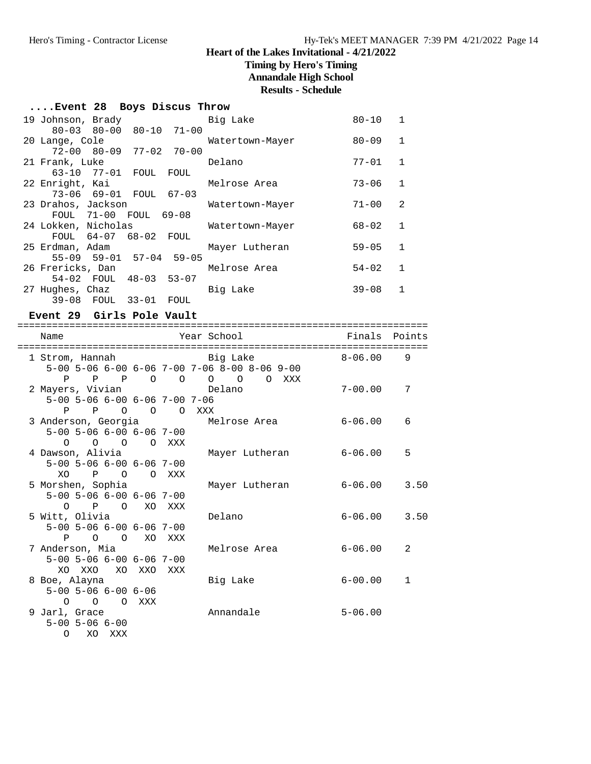## Heart of the Lakes Invitational - 4/21/2022

**Timing by Hero's Timing**
**Annandale High School**
**Results - Schedule**

### ....Event 28 Boys Discus Throw

```
 19 Johnson, Brady               Big Lake               80-10   1
     80-03  80-00  80-10  71-00
 20 Lange, Cole                  Watertown-Mayer        80-09   1
     72-00  80-09  77-02  70-00
 21 Frank, Luke                  Delano                 77-01   1
     63-10  77-01  FOUL  FOUL
 22 Enright, Kai                 Melrose Area           73-06   1
     73-06  69-01  FOUL  67-03
 23 Drahos, Jackson              Watertown-Mayer        71-00   2
     FOUL  71-00  FOUL  69-08
 24 Lokken, Nicholas             Watertown-Mayer        68-02   1
     FOUL  64-07  68-02  FOUL
 25 Erdman, Adam                 Mayer Lutheran         59-05   1
     55-09  59-01  57-04  59-05
 26 Frericks, Dan                Melrose Area           54-02   1
     54-02  FOUL  48-03  53-07
 27 Hughes, Chaz                 Big Lake               39-08   1
     39-08  FOUL  33-01  FOUL
```

### Event 29 Girls Pole Vault

```
=======================================================================
    Name                    Year School                 Finals  Points
=======================================================================
  1 Strom, Hannah                Big Lake              8-06.00    9
     5-00 5-06 6-00 6-06 7-00 7-06 8-00 8-06 9-00
        P    P    P    O    O    O    O    O  XXX
  2 Mayers, Vivian               Delano                7-00.00    7
     5-00 5-06 6-00 6-06 7-00 7-06
        P    P    O    O    O  XXX
  3 Anderson, Georgia            Melrose Area          6-06.00    6
     5-00 5-06 6-00 6-06 7-00
        O    O    O    O  XXX
  4 Dawson, Alivia               Mayer Lutheran        6-06.00    5
     5-00 5-06 6-00 6-06 7-00
       XO    P    O    O  XXX
  5 Morshen, Sophia              Mayer Lutheran        6-06.00    3.50
     5-00 5-06 6-00 6-06 7-00
        O    P    O   XO  XXX
  5 Witt, Olivia                 Delano                6-06.00    3.50
     5-00 5-06 6-00 6-06 7-00
        P    O    O   XO  XXX
  7 Anderson, Mia                Melrose Area          6-06.00    2
     5-00 5-06 6-00 6-06 7-00
       XO  XXO   XO  XXO  XXX
  8 Boe, Alayna                  Big Lake              6-00.00    1
     5-00 5-06 6-00 6-06
        O    O    O  XXX
  9 Jarl, Grace                  Annandale             5-06.00
     5-00 5-06 6-00
        O   XO  XXX
```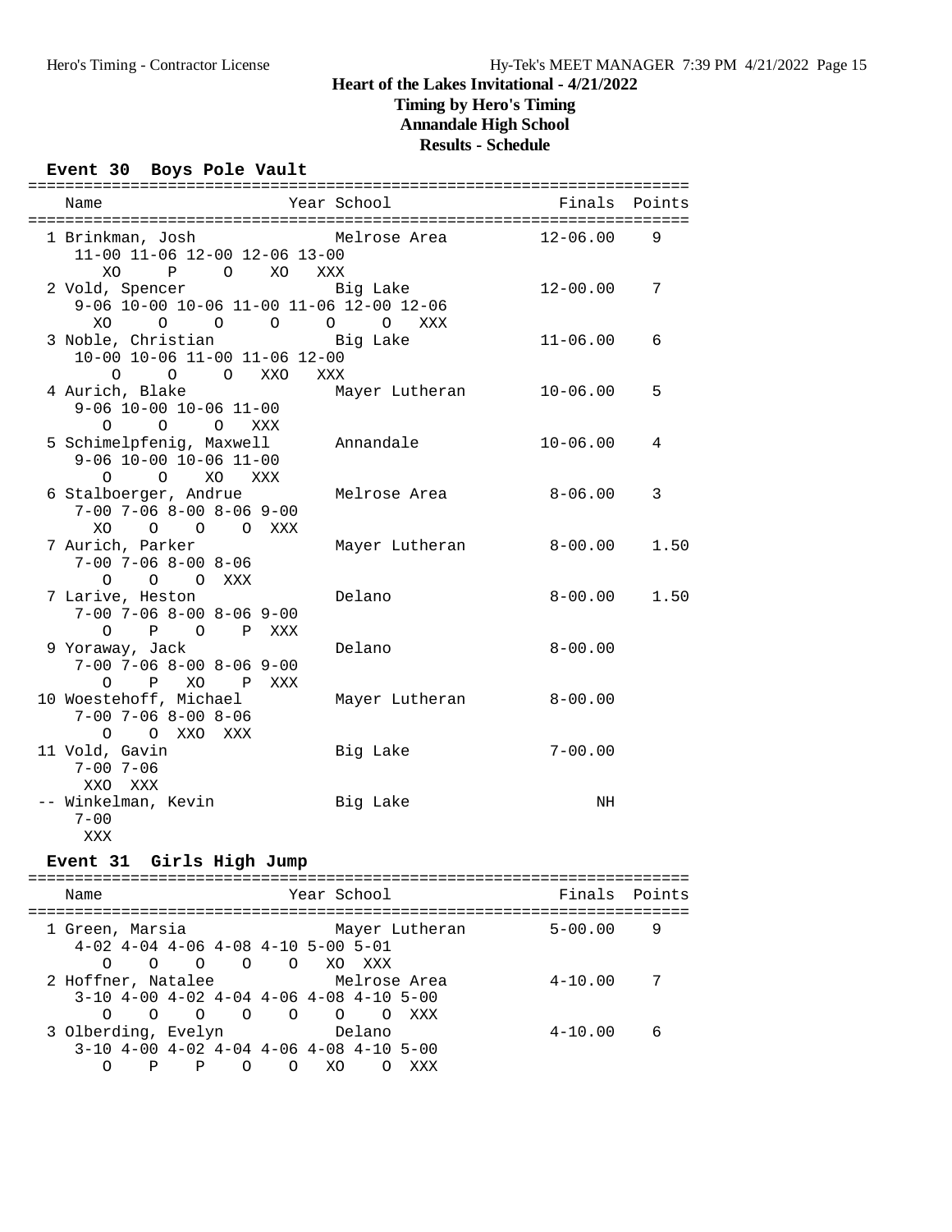## Heart of the Lakes Invitational - 4/21/2022
### Timing by Hero's Timing
### Annandale High School
### Results - Schedule

**Event 30 Boys Pole Vault**

```
=======================================================================
   Name                    Year School                  Finals  Points
=======================================================================
  1 Brinkman, Josh              Melrose Area          12-06.00    9
     11-00 11-06 12-00 12-06 13-00
        XO     P     O    XO   XXX
  2 Vold, Spencer               Big Lake              12-00.00    7
     9-06 10-00 10-06 11-00 11-06 12-00 12-06
       XO     O     O     O     O     O   XXX
  3 Noble, Christian            Big Lake              11-06.00    6
     10-00 10-06 11-00 11-06 12-00
         O     O     O   XXO   XXX
  4 Aurich, Blake               Mayer Lutheran        10-06.00    5
     9-06 10-00 10-06 11-00
        O     O     O   XXX
  5 Schimelpfenig, Maxwell      Annandale             10-06.00    4
     9-06 10-00 10-06 11-00
        O     O    XO   XXX
  6 Stalboerger, Andrue         Melrose Area           8-06.00    3
     7-00 7-06 8-00 8-06 9-00
       XO    O    O    O  XXX
  7 Aurich, Parker              Mayer Lutheran         8-00.00    1.50
     7-00 7-06 8-00 8-06
        O    O    O  XXX
  7 Larive, Heston              Delano                 8-00.00    1.50
     7-00 7-06 8-00 8-06 9-00
        O    P    O    P  XXX
  9 Yoraway, Jack               Delano                 8-00.00
     7-00 7-06 8-00 8-06 9-00
        O    P   XO    P  XXX
 10 Woestehoff, Michael         Mayer Lutheran         8-00.00
     7-00 7-06 8-00 8-06
        O    O  XXO  XXX
 11 Vold, Gavin                 Big Lake               7-00.00
     7-00 7-06
      XXO  XXX
 -- Winkelman, Kevin            Big Lake                    NH
     7-00
      XXX
```

**Event 31 Girls High Jump**

```
=======================================================================
   Name                    Year School                  Finals  Points
=======================================================================
  1 Green, Marsia               Mayer Lutheran         5-00.00    9
     4-02 4-04 4-06 4-08 4-10 5-00 5-01
        O    O    O    O    O   XO  XXX
  2 Hoffner, Natalee            Melrose Area           4-10.00    7
     3-10 4-00 4-02 4-04 4-06 4-08 4-10 5-00
        O    O    O    O    O    O    O  XXX
  3 Olberding, Evelyn           Delano                 4-10.00    6
     3-10 4-00 4-02 4-04 4-06 4-08 4-10 5-00
        O    P    P    O    O   XO    O  XXX
```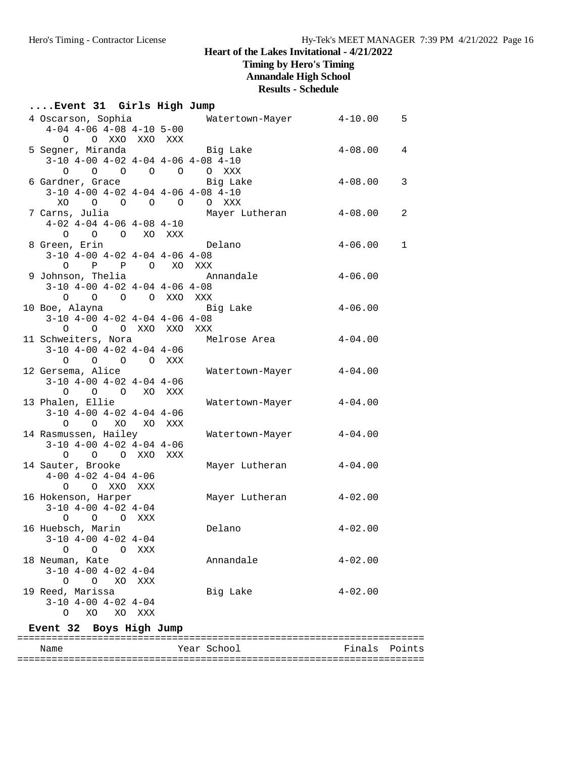# Heart of the Lakes Invitational - 4/21/2022

**Timing by Hero's Timing**
**Annandale High School**
**Results - Schedule**

```
....Event 31  Girls High Jump
  4 Oscarson, Sophia             Watertown-Mayer       4-10.00    5 
     4-04 4-06 4-08 4-10 5-00
        O    O  XXO  XXO  XXX
  5 Segner, Miranda              Big Lake              4-08.00    4 
     3-10 4-00 4-02 4-04 4-06 4-08 4-10
        O    O    O    O    O    O  XXX
  6 Gardner, Grace               Big Lake              4-08.00    3 
     3-10 4-00 4-02 4-04 4-06 4-08 4-10
       XO    O    O    O    O    O  XXX
  7 Carns, Julia                 Mayer Lutheran        4-08.00    2 
     4-02 4-04 4-06 4-08 4-10
        O    O    O   XO  XXX
  8 Green, Erin                  Delano                4-06.00    1 
     3-10 4-00 4-02 4-04 4-06 4-08
        O    P    P    O   XO  XXX
  9 Johnson, Thelia              Annandale             4-06.00 
     3-10 4-00 4-02 4-04 4-06 4-08
        O    O    O    O  XXO  XXX
 10 Boe, Alayna                  Big Lake              4-06.00 
     3-10 4-00 4-02 4-04 4-06 4-08
        O    O    O  XXO  XXO  XXX
 11 Schweiters, Nora             Melrose Area          4-04.00 
     3-10 4-00 4-02 4-04 4-06
        O    O    O    O  XXX
 12 Gersema, Alice               Watertown-Mayer       4-04.00 
     3-10 4-00 4-02 4-04 4-06
        O    O    O   XO  XXX
 13 Phalen, Ellie                Watertown-Mayer       4-04.00 
     3-10 4-00 4-02 4-04 4-06
        O    O   XO   XO  XXX
 14 Rasmussen, Hailey            Watertown-Mayer       4-04.00 
     3-10 4-00 4-02 4-04 4-06
        O    O    O  XXO  XXX
 14 Sauter, Brooke               Mayer Lutheran        4-04.00 
     4-00 4-02 4-04 4-06
        O    O  XXO  XXX
 16 Hokenson, Harper             Mayer Lutheran        4-02.00 
     3-10 4-00 4-02 4-04
        O    O    O  XXX
 16 Huebsch, Marin               Delano                4-02.00 
     3-10 4-00 4-02 4-04
        O    O    O  XXX
 18 Neuman, Kate                 Annandale             4-02.00 
     3-10 4-00 4-02 4-04
        O    O   XO  XXX
 19 Reed, Marissa                Big Lake              4-02.00 
     3-10 4-00 4-02 4-04
        O   XO   XO  XXX

Event 32  Boys High Jump
=======================================================================
    Name                    Year School                 Finals  Points 
=======================================================================
```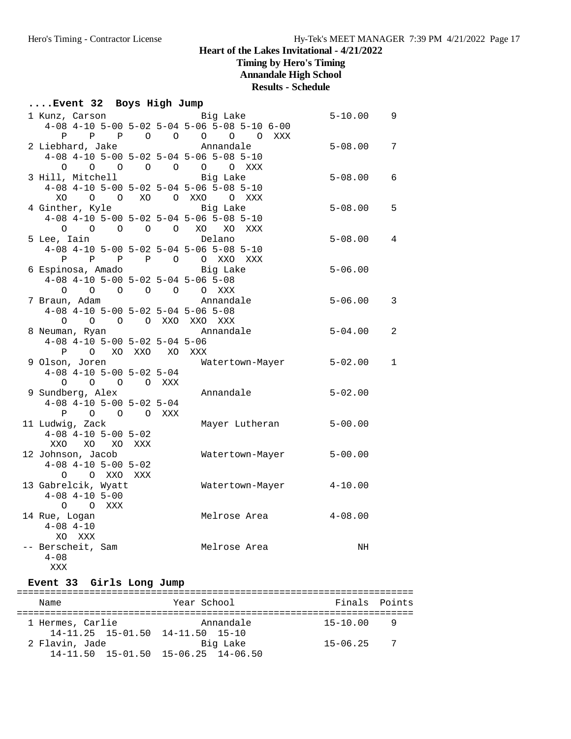# Heart of the Lakes Invitational - 4/21/2022

## Timing by Hero's Timing

## Annandale High School

## Results - Schedule

```
....Event 32  Boys High Jump
  1 Kunz, Carson                 Big Lake                5-10.00    9
     4-08 4-10 5-00 5-02 5-04 5-06 5-08 5-10 6-00
        P    P    P    O    O    O    O    O  XXX
  2 Liebhard, Jake               Annandale               5-08.00    7
     4-08 4-10 5-00 5-02 5-04 5-06 5-08 5-10
        O    O    O    O    O    O    O  XXX
  3 Hill, Mitchell               Big Lake                5-08.00    6
     4-08 4-10 5-00 5-02 5-04 5-06 5-08 5-10
       XO    O    O   XO    O  XXO    O  XXX
  4 Ginther, Kyle                Big Lake                5-08.00    5
     4-08 4-10 5-00 5-02 5-04 5-06 5-08 5-10
        O    O    O    O    O   XO   XO  XXX
  5 Lee, Iain                    Delano                  5-08.00    4
     4-08 4-10 5-00 5-02 5-04 5-06 5-08 5-10
        P    P    P    P    O    O  XXO  XXX
  6 Espinosa, Amado              Big Lake                5-06.00
     4-08 4-10 5-00 5-02 5-04 5-06 5-08
        O    O    O    O    O    O  XXX
  7 Braun, Adam                  Annandale               5-06.00    3
     4-08 4-10 5-00 5-02 5-04 5-06 5-08
        O    O    O    O  XXO  XXO  XXX
  8 Neuman, Ryan                 Annandale               5-04.00    2
     4-08 4-10 5-00 5-02 5-04 5-06
        P    O   XO  XXO   XO  XXX
  9 Olson, Joren                 Watertown-Mayer         5-02.00    1
     4-08 4-10 5-00 5-02 5-04
        O    O    O    O  XXX
  9 Sundberg, Alex               Annandale               5-02.00
     4-08 4-10 5-00 5-02 5-04
        P    O    O    O  XXX
 11 Ludwig, Zack                 Mayer Lutheran          5-00.00
     4-08 4-10 5-00 5-02
      XXO   XO   XO  XXX
 12 Johnson, Jacob               Watertown-Mayer         5-00.00
     4-08 4-10 5-00 5-02
        O    O  XXO  XXX
 13 Gabrelcik, Wyatt             Watertown-Mayer         4-10.00
     4-08 4-10 5-00
        O    O  XXX
 14 Rue, Logan                   Melrose Area            4-08.00
     4-08 4-10
       XO  XXX
 -- Berscheit, Sam               Melrose Area                 NH
     4-08
      XXX

Event 33  Girls Long Jump
=======================================================================
    Name                    Year School                 Finals  Points
=======================================================================
  1 Hermes, Carlie               Annandale              15-10.00    9
     14-11.25  15-01.50  14-11.50  15-10
  2 Flavin, Jade                 Big Lake               15-06.25    7
     14-11.50  15-01.50  15-06.25  14-06.50
```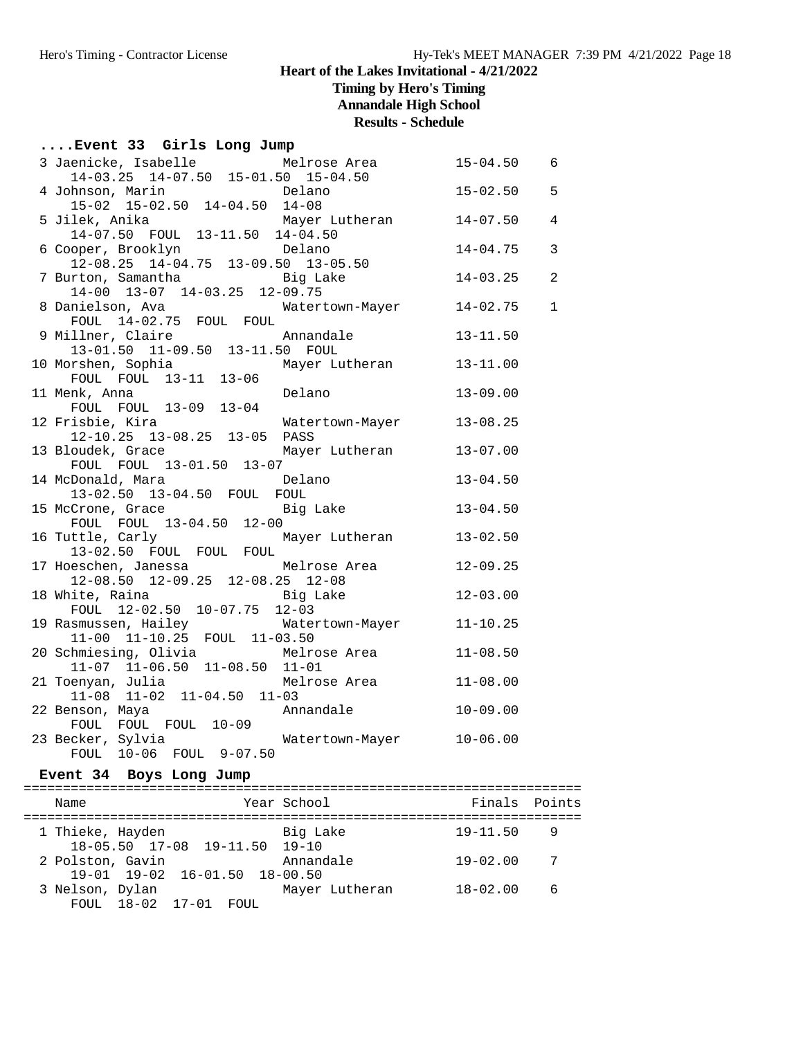# Heart of the Lakes Invitational - 4/21/2022

**Timing by Hero's Timing**
**Annandale High School**
**Results - Schedule**

## ....Event 33 Girls Long Jump

| Name | School | Finals | Points |
|---|---|---|---|
| 3 Jaenicke, Isabelle | Melrose Area | 15-04.50 | 6 |
| 14-03.25 14-07.50 15-01.50 15-04.50 | | | |
| 4 Johnson, Marin | Delano | 15-02.50 | 5 |
| 15-02 15-02.50 14-04.50 14-08 | | | |
| 5 Jilek, Anika | Mayer Lutheran | 14-07.50 | 4 |
| 14-07.50 FOUL 13-11.50 14-04.50 | | | |
| 6 Cooper, Brooklyn | Delano | 14-04.75 | 3 |
| 12-08.25 14-04.75 13-09.50 13-05.50 | | | |
| 7 Burton, Samantha | Big Lake | 14-03.25 | 2 |
| 14-00 13-07 14-03.25 12-09.75 | | | |
| 8 Danielson, Ava | Watertown-Mayer | 14-02.75 | 1 |
| FOUL 14-02.75 FOUL FOUL | | | |
| 9 Millner, Claire | Annandale | 13-11.50 | |
| 13-01.50 11-09.50 13-11.50 FOUL | | | |
| 10 Morshen, Sophia | Mayer Lutheran | 13-11.00 | |
| FOUL FOUL 13-11 13-06 | | | |
| 11 Menk, Anna | Delano | 13-09.00 | |
| FOUL FOUL 13-09 13-04 | | | |
| 12 Frisbie, Kira | Watertown-Mayer | 13-08.25 | |
| 12-10.25 13-08.25 13-05 PASS | | | |
| 13 Bloudek, Grace | Mayer Lutheran | 13-07.00 | |
| FOUL FOUL 13-01.50 13-07 | | | |
| 14 McDonald, Mara | Delano | 13-04.50 | |
| 13-02.50 13-04.50 FOUL FOUL | | | |
| 15 McCrone, Grace | Big Lake | 13-04.50 | |
| FOUL FOUL 13-04.50 12-00 | | | |
| 16 Tuttle, Carly | Mayer Lutheran | 13-02.50 | |
| 13-02.50 FOUL FOUL FOUL | | | |
| 17 Hoeschen, Janessa | Melrose Area | 12-09.25 | |
| 12-08.50 12-09.25 12-08.25 12-08 | | | |
| 18 White, Raina | Big Lake | 12-03.00 | |
| FOUL 12-02.50 10-07.75 12-03 | | | |
| 19 Rasmussen, Hailey | Watertown-Mayer | 11-10.25 | |
| 11-00 11-10.25 FOUL 11-03.50 | | | |
| 20 Schmiesing, Olivia | Melrose Area | 11-08.50 | |
| 11-07 11-06.50 11-08.50 11-01 | | | |
| 21 Toenyan, Julia | Melrose Area | 11-08.00 | |
| 11-08 11-02 11-04.50 11-03 | | | |
| 22 Benson, Maya | Annandale | 10-09.00 | |
| FOUL FOUL FOUL 10-09 | | | |
| 23 Becker, Sylvia | Watertown-Mayer | 10-06.00 | |
| FOUL 10-06 FOUL 9-07.50 | | | |

## Event 34 Boys Long Jump

| Name | Year School | Finals | Points |
|---|---|---|---|
| 1 Thieke, Hayden | Big Lake | 19-11.50 | 9 |
| 18-05.50 17-08 19-11.50 19-10 | | | |
| 2 Polston, Gavin | Annandale | 19-02.00 | 7 |
| 19-01 19-02 16-01.50 18-00.50 | | | |
| 3 Nelson, Dylan | Mayer Lutheran | 18-02.00 | 6 |
| FOUL 18-02 17-01 FOUL | | | |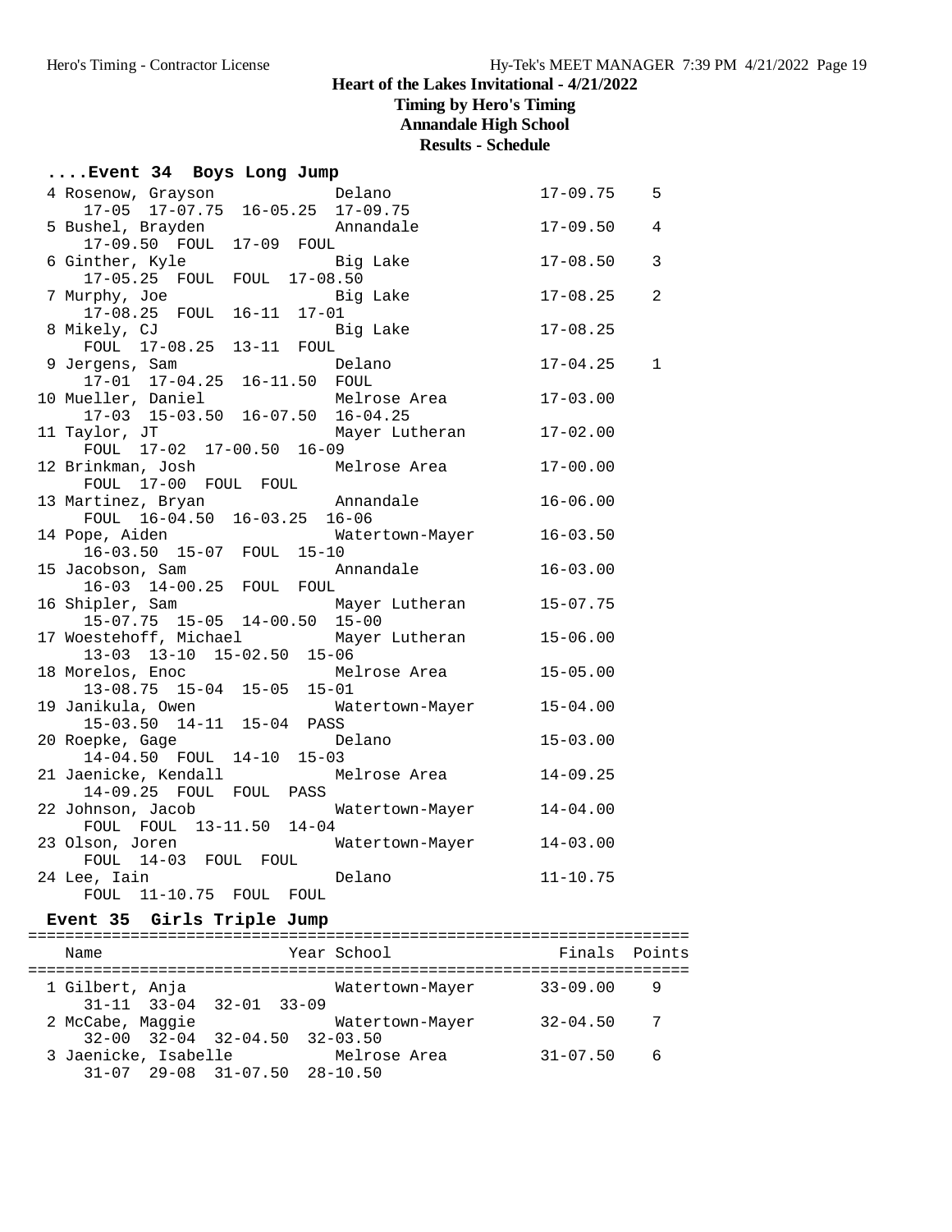## Heart of the Lakes Invitational - 4/21/2022

**Timing by Hero's Timing**
**Annandale High School**
**Results - Schedule**

### ....Event 34 Boys Long Jump

```
  4 Rosenow, Grayson            Delano                 17-09.75    5
     17-05  17-07.75  16-05.25  17-09.75
  5 Bushel, Brayden             Annandale              17-09.50    4
     17-09.50  FOUL  17-09  FOUL
  6 Ginther, Kyle               Big Lake               17-08.50    3
     17-05.25  FOUL  FOUL  17-08.50
  7 Murphy, Joe                 Big Lake               17-08.25    2
     17-08.25  FOUL  16-11  17-01
  8 Mikely, CJ                  Big Lake               17-08.25
     FOUL  17-08.25  13-11  FOUL
  9 Jergens, Sam                Delano                 17-04.25    1
     17-01  17-04.25  16-11.50  FOUL
 10 Mueller, Daniel             Melrose Area           17-03.00
     17-03  15-03.50  16-07.50  16-04.25
 11 Taylor, JT                  Mayer Lutheran         17-02.00
     FOUL  17-02  17-00.50  16-09
 12 Brinkman, Josh              Melrose Area           17-00.00
     FOUL  17-00  FOUL  FOUL
 13 Martinez, Bryan             Annandale              16-06.00
     FOUL  16-04.50  16-03.25  16-06
 14 Pope, Aiden                 Watertown-Mayer        16-03.50
     16-03.50  15-07  FOUL  15-10
 15 Jacobson, Sam               Annandale              16-03.00
     16-03  14-00.25  FOUL  FOUL
 16 Shipler, Sam                Mayer Lutheran         15-07.75
     15-07.75  15-05  14-00.50  15-00
 17 Woestehoff, Michael         Mayer Lutheran         15-06.00
     13-03  13-10  15-02.50  15-06
 18 Morelos, Enoc               Melrose Area           15-05.00
     13-08.75  15-04  15-05  15-01
 19 Janikula, Owen              Watertown-Mayer        15-04.00
     15-03.50  14-11  15-04  PASS
 20 Roepke, Gage                Delano                 15-03.00
     14-04.50  FOUL  14-10  15-03
 21 Jaenicke, Kendall           Melrose Area           14-09.25
     14-09.25  FOUL  FOUL  PASS
 22 Johnson, Jacob              Watertown-Mayer        14-04.00
     FOUL  FOUL  13-11.50  14-04
 23 Olson, Joren                Watertown-Mayer        14-03.00
     FOUL  14-03  FOUL  FOUL
 24 Lee, Iain                   Delano                 11-10.75
     FOUL  11-10.75  FOUL  FOUL
```

### Event 35 Girls Triple Jump

```
=======================================================================
    Name                    Year School                 Finals  Points
=======================================================================
  1 Gilbert, Anja               Watertown-Mayer        33-09.00    9
     31-11  33-04  32-01  33-09
  2 McCabe, Maggie              Watertown-Mayer        32-04.50    7
     32-00  32-04  32-04.50  32-03.50
  3 Jaenicke, Isabelle          Melrose Area           31-07.50    6
     31-07  29-08  31-07.50  28-10.50
```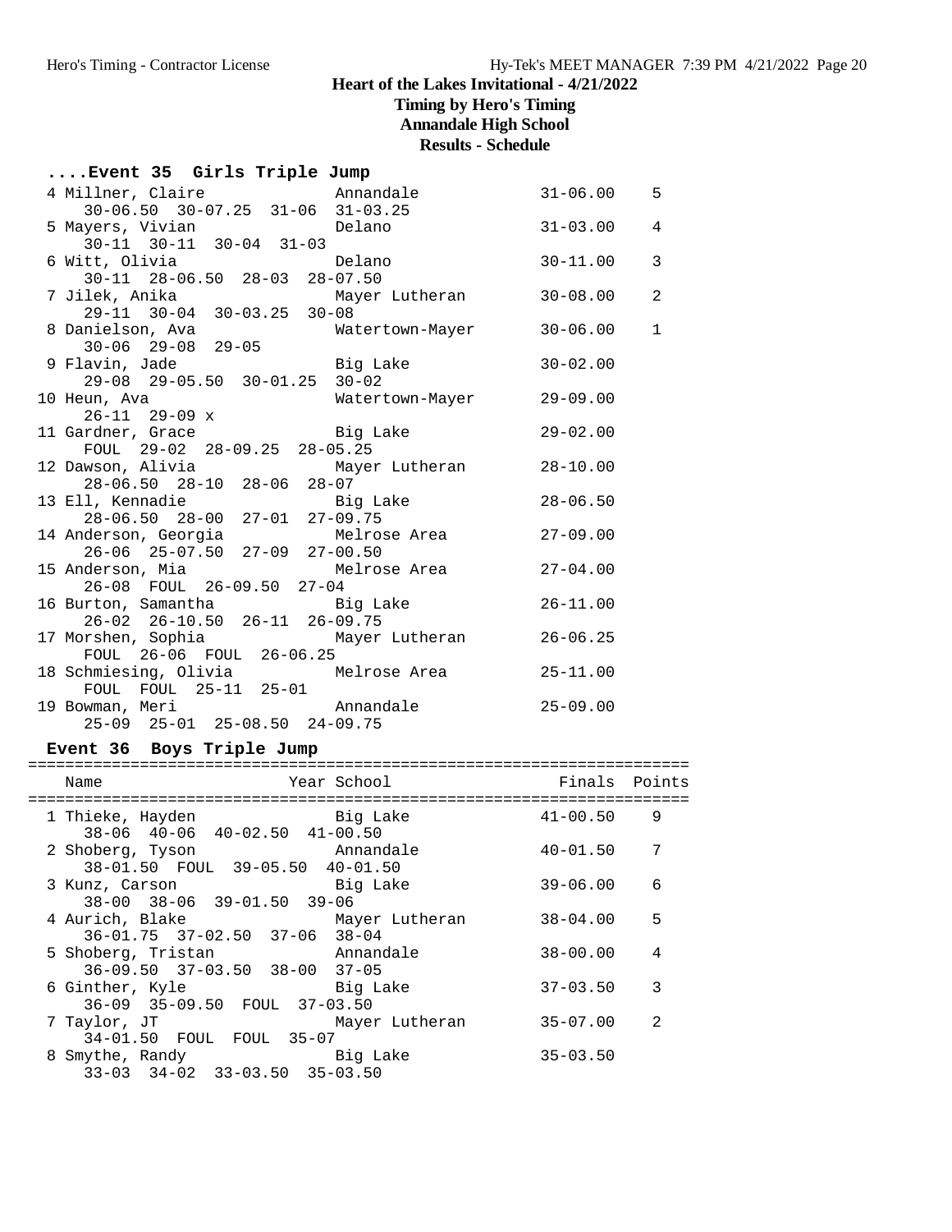## Heart of the Lakes Invitational - 4/21/2022

**Timing by Hero's Timing**
**Annandale High School**
**Results - Schedule**

### ....Event 35 Girls Triple Jump

```
  4 Millner, Claire              Annandale              31-06.00    5
      30-06.50  30-07.25  31-06  31-03.25
  5 Mayers, Vivian               Delano                 31-03.00    4
      30-11  30-11  30-04  31-03
  6 Witt, Olivia                 Delano                 30-11.00    3
      30-11  28-06.50  28-03  28-07.50
  7 Jilek, Anika                 Mayer Lutheran         30-08.00    2
      29-11  30-04  30-03.25  30-08
  8 Danielson, Ava               Watertown-Mayer        30-06.00    1
      30-06  29-08  29-05
  9 Flavin, Jade                 Big Lake               30-02.00
      29-08  29-05.50  30-01.25  30-02
 10 Heun, Ava                    Watertown-Mayer        29-09.00
      26-11  29-09 x
 11 Gardner, Grace               Big Lake               29-02.00
      FOUL  29-02  28-09.25  28-05.25
 12 Dawson, Alivia               Mayer Lutheran         28-10.00
      28-06.50  28-10  28-06  28-07
 13 Ell, Kennadie                Big Lake               28-06.50
      28-06.50  28-00  27-01  27-09.75
 14 Anderson, Georgia            Melrose Area           27-09.00
      26-06  25-07.50  27-09  27-00.50
 15 Anderson, Mia                Melrose Area           27-04.00
      26-08  FOUL  26-09.50  27-04
 16 Burton, Samantha             Big Lake               26-11.00
      26-02  26-10.50  26-11  26-09.75
 17 Morshen, Sophia              Mayer Lutheran         26-06.25
      FOUL  26-06  FOUL  26-06.25
 18 Schmiesing, Olivia           Melrose Area           25-11.00
      FOUL  FOUL  25-11  25-01
 19 Bowman, Meri                 Annandale              25-09.00
      25-09  25-01  25-08.50  24-09.75
```

### Event 36 Boys Triple Jump

```
=======================================================================
    Name                    Year School                 Finals  Points
=======================================================================
  1 Thieke, Hayden               Big Lake               41-00.50    9
      38-06  40-06  40-02.50  41-00.50
  2 Shoberg, Tyson               Annandale              40-01.50    7
      38-01.50  FOUL  39-05.50  40-01.50
  3 Kunz, Carson                 Big Lake               39-06.00    6
      38-00  38-06  39-01.50  39-06
  4 Aurich, Blake                Mayer Lutheran         38-04.00    5
      36-01.75  37-02.50  37-06  38-04
  5 Shoberg, Tristan             Annandale              38-00.00    4
      36-09.50  37-03.50  38-00  37-05
  6 Ginther, Kyle                Big Lake               37-03.50    3
      36-09  35-09.50  FOUL  37-03.50
  7 Taylor, JT                   Mayer Lutheran         35-07.00    2
      34-01.50  FOUL  FOUL  35-07
  8 Smythe, Randy                Big Lake               35-03.50
      33-03  34-02  33-03.50  35-03.50
```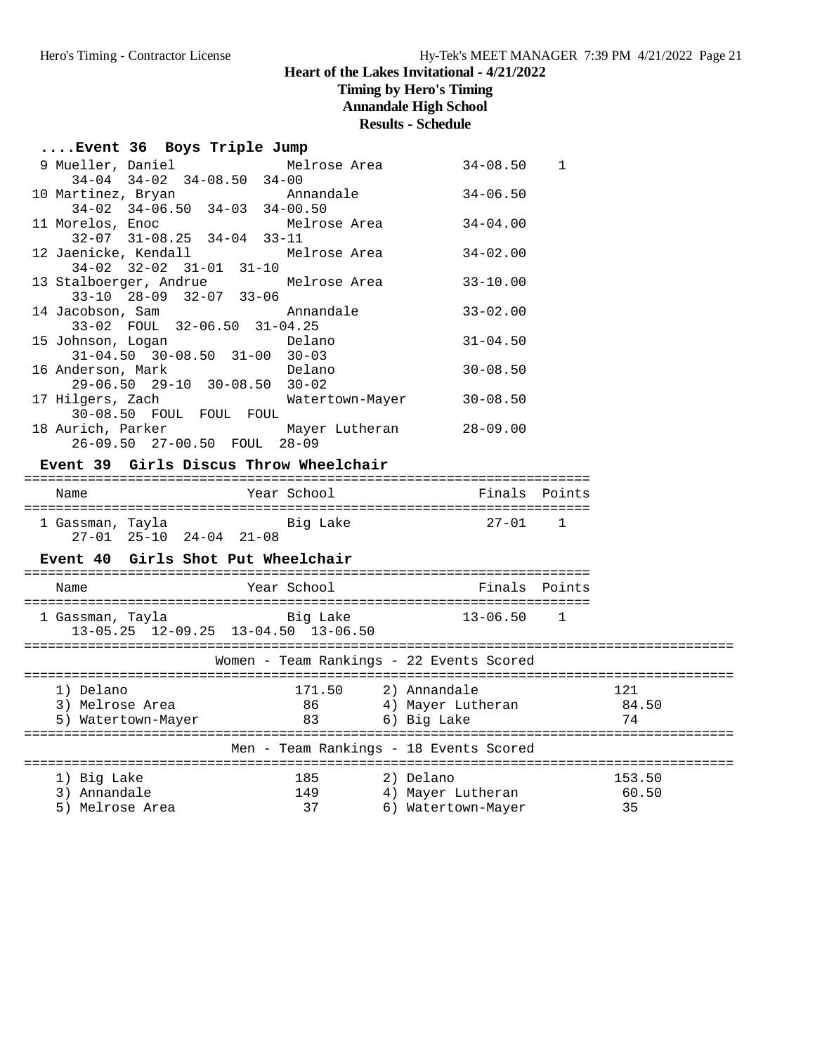**Heart of the Lakes Invitational - 4/21/2022**
**Timing by Hero's Timing**
**Annandale High School**
**Results - Schedule**

### ....Event 36 Boys Triple Jump

| | | | | |
|---|---|---|---|---|
| 9 | Mueller, Daniel | Melrose Area | 34-08.50 | 1 |
| | 34-04 34-02 34-08.50 34-00 | | | |
| 10 | Martinez, Bryan | Annandale | 34-06.50 | |
| | 34-02 34-06.50 34-03 34-00.50 | | | |
| 11 | Morelos, Enoc | Melrose Area | 34-04.00 | |
| | 32-07 31-08.25 34-04 33-11 | | | |
| 12 | Jaenicke, Kendall | Melrose Area | 34-02.00 | |
| | 34-02 32-02 31-01 31-10 | | | |
| 13 | Stalboerger, Andrue | Melrose Area | 33-10.00 | |
| | 33-10 28-09 32-07 33-06 | | | |
| 14 | Jacobson, Sam | Annandale | 33-02.00 | |
| | 33-02 FOUL 32-06.50 31-04.25 | | | |
| 15 | Johnson, Logan | Delano | 31-04.50 | |
| | 31-04.50 30-08.50 31-00 30-03 | | | |
| 16 | Anderson, Mark | Delano | 30-08.50 | |
| | 29-06.50 29-10 30-08.50 30-02 | | | |
| 17 | Hilgers, Zach | Watertown-Mayer | 30-08.50 | |
| | 30-08.50 FOUL FOUL FOUL | | | |
| 18 | Aurich, Parker | Mayer Lutheran | 28-09.00 | |
| | 26-09.50 27-00.50 FOUL 28-09 | | | |

### Event 39 Girls Discus Throw Wheelchair

| | Name | Year School | Finals | Points |
|---|---|---|---|---|
| 1 | Gassman, Tayla | Big Lake | 27-01 | 1 |
| | 27-01 25-10 24-04 21-08 | | | |

### Event 40 Girls Shot Put Wheelchair

| | Name | Year School | Finals | Points |
|---|---|---|---|---|
| 1 | Gassman, Tayla | Big Lake | 13-06.50 | 1 |
| | 13-05.25 12-09.25 13-04.50 13-06.50 | | | |

### Women - Team Rankings - 22 Events Scored

| | | | |
|---|---|---|---|
| 1) Delano | 171.50 | 2) Annandale | 121 |
| 3) Melrose Area | 86 | 4) Mayer Lutheran | 84.50 |
| 5) Watertown-Mayer | 83 | 6) Big Lake | 74 |

### Men - Team Rankings - 18 Events Scored

| | | | |
|---|---|---|---|
| 1) Big Lake | 185 | 2) Delano | 153.50 |
| 3) Annandale | 149 | 4) Mayer Lutheran | 60.50 |
| 5) Melrose Area | 37 | 6) Watertown-Mayer | 35 |